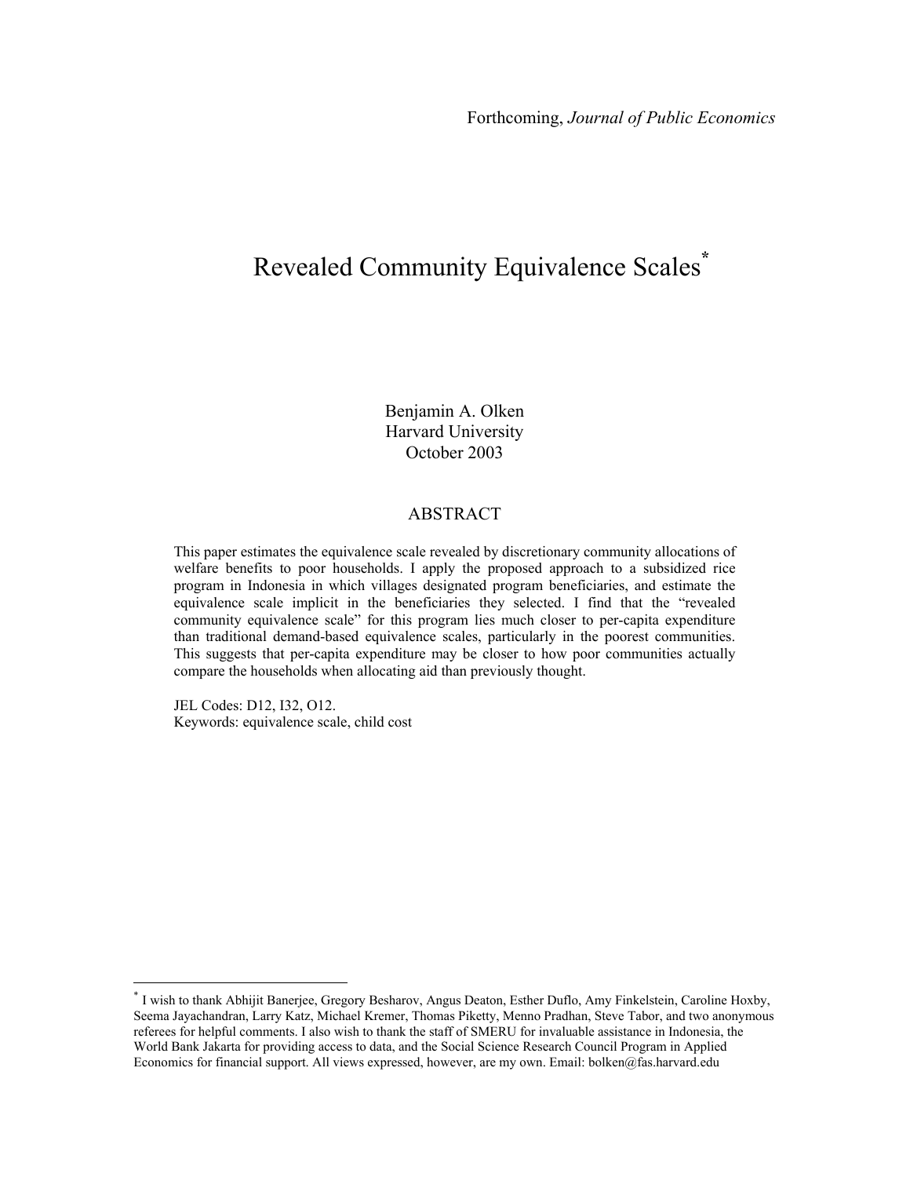Forthcoming, *Journal of Public Economics*

# Revealed Community Equivalence Scales[*]

Benjamin A. Olken
Harvard University
October 2003

## ABSTRACT

This paper estimates the equivalence scale revealed by discretionary community allocations of welfare benefits to poor households. I apply the proposed approach to a subsidized rice program in Indonesia in which villages designated program beneficiaries, and estimate the equivalence scale implicit in the beneficiaries they selected. I find that the "revealed community equivalence scale" for this program lies much closer to per-capita expenditure than traditional demand-based equivalence scales, particularly in the poorest communities. This suggests that per-capita expenditure may be closer to how poor communities actually compare the households when allocating aid than previously thought.

JEL Codes: D12, I32, O12.
Keywords: equivalence scale, child cost

---

[*] I wish to thank Abhijit Banerjee, Gregory Besharov, Angus Deaton, Esther Duflo, Amy Finkelstein, Caroline Hoxby, Seema Jayachandran, Larry Katz, Michael Kremer, Thomas Piketty, Menno Pradhan, Steve Tabor, and two anonymous referees for helpful comments. I also wish to thank the staff of SMERU for invaluable assistance in Indonesia, the World Bank Jakarta for providing access to data, and the Social Science Research Council Program in Applied Economics for financial support. All views expressed, however, are my own. Email: bolken@fas.harvard.edu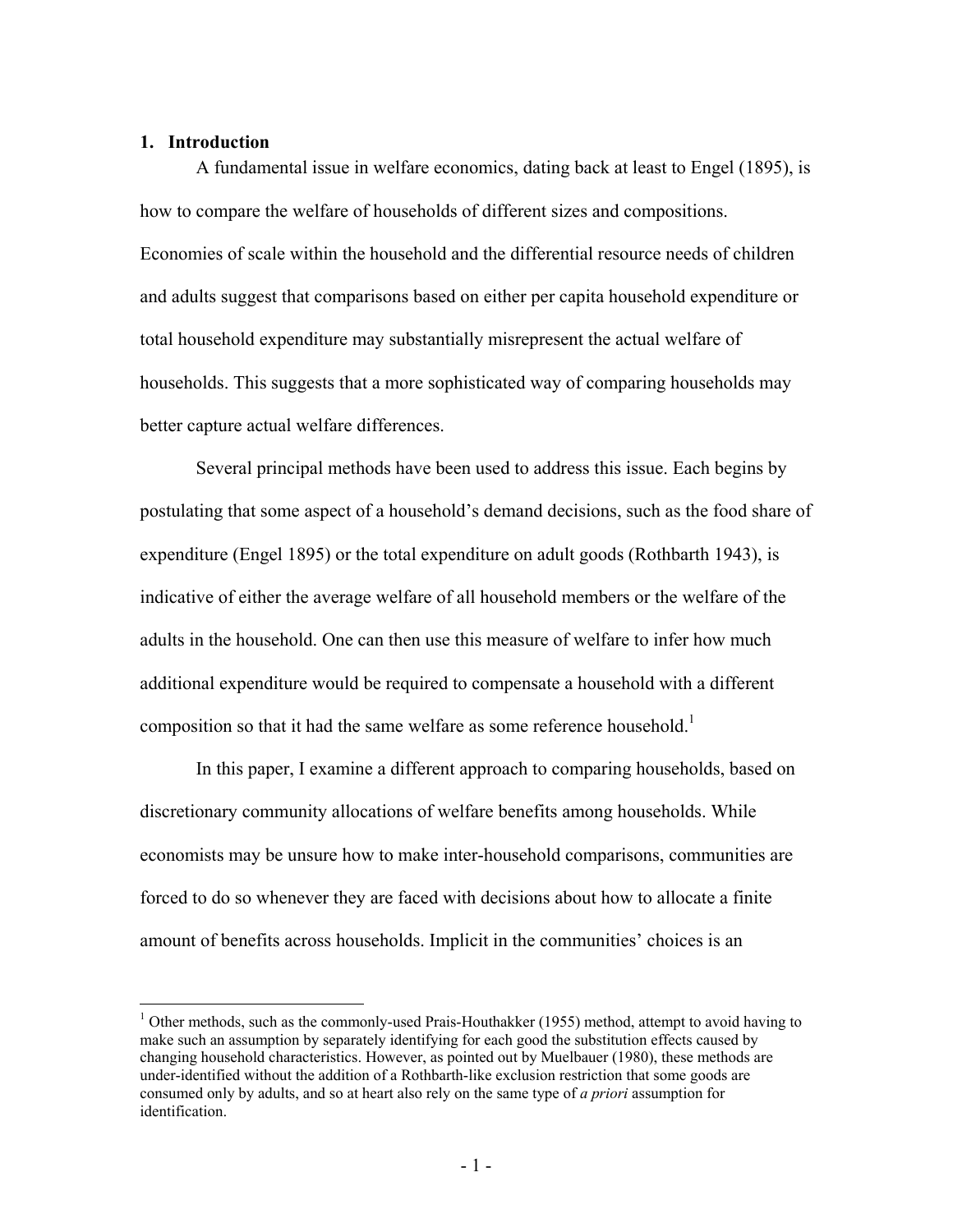## 1. Introduction

A fundamental issue in welfare economics, dating back at least to Engel (1895), is how to compare the welfare of households of different sizes and compositions. Economies of scale within the household and the differential resource needs of children and adults suggest that comparisons based on either per capita household expenditure or total household expenditure may substantially misrepresent the actual welfare of households. This suggests that a more sophisticated way of comparing households may better capture actual welfare differences.

Several principal methods have been used to address this issue. Each begins by postulating that some aspect of a household's demand decisions, such as the food share of expenditure (Engel 1895) or the total expenditure on adult goods (Rothbarth 1943), is indicative of either the average welfare of all household members or the welfare of the adults in the household. One can then use this measure of welfare to infer how much additional expenditure would be required to compensate a household with a different composition so that it had the same welfare as some reference household.[1]

In this paper, I examine a different approach to comparing households, based on discretionary community allocations of welfare benefits among households. While economists may be unsure how to make inter-household comparisons, communities are forced to do so whenever they are faced with decisions about how to allocate a finite amount of benefits across households. Implicit in the communities' choices is an

[1] Other methods, such as the commonly-used Prais-Houthakker (1955) method, attempt to avoid having to make such an assumption by separately identifying for each good the substitution effects caused by changing household characteristics. However, as pointed out by Muelbauer (1980), these methods are under-identified without the addition of a Rothbarth-like exclusion restriction that some goods are consumed only by adults, and so at heart also rely on the same type of *a priori* assumption for identification.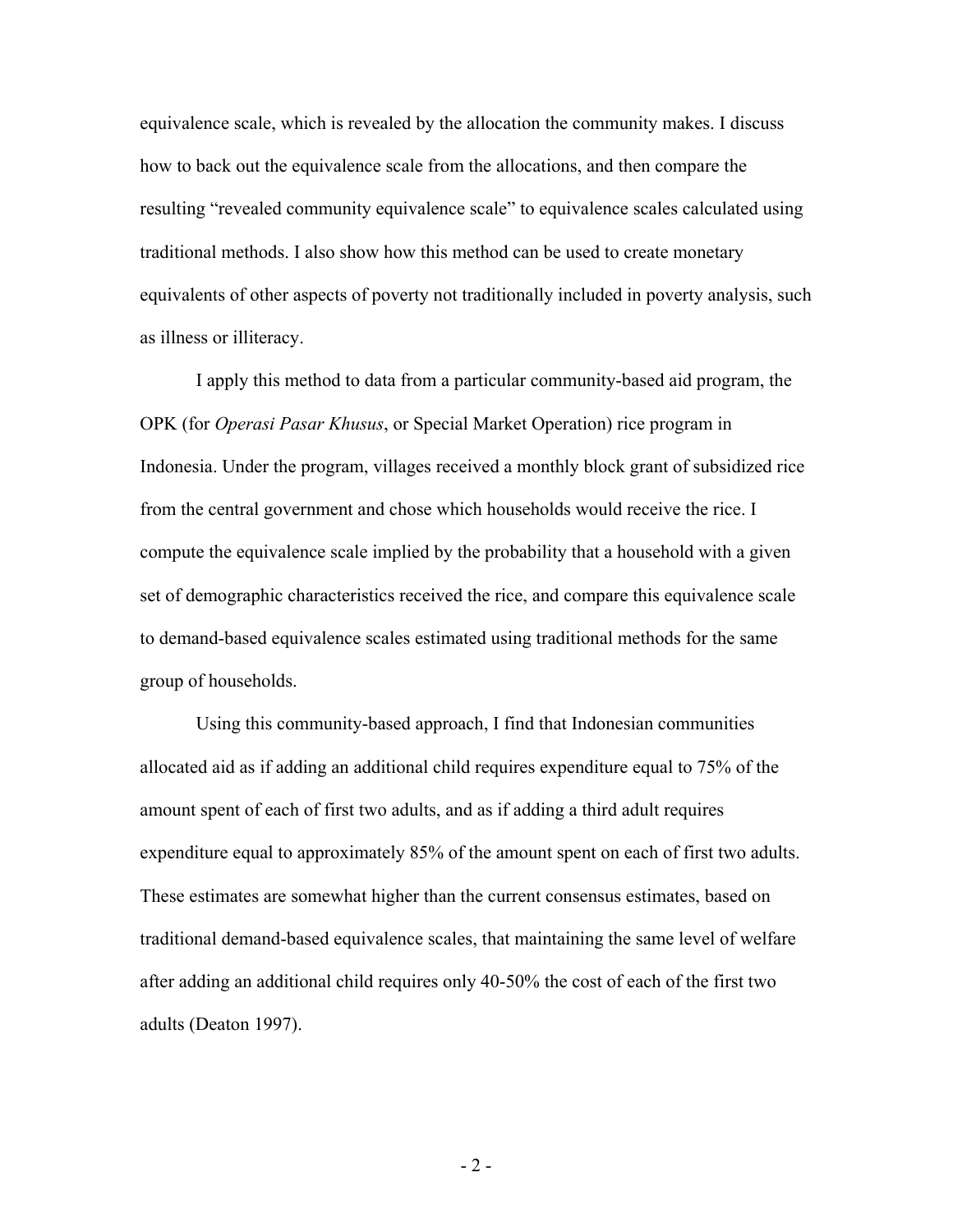equivalence scale, which is revealed by the allocation the community makes. I discuss how to back out the equivalence scale from the allocations, and then compare the resulting "revealed community equivalence scale" to equivalence scales calculated using traditional methods. I also show how this method can be used to create monetary equivalents of other aspects of poverty not traditionally included in poverty analysis, such as illness or illiteracy.

I apply this method to data from a particular community-based aid program, the OPK (for *Operasi Pasar Khusus*, or Special Market Operation) rice program in Indonesia. Under the program, villages received a monthly block grant of subsidized rice from the central government and chose which households would receive the rice. I compute the equivalence scale implied by the probability that a household with a given set of demographic characteristics received the rice, and compare this equivalence scale to demand-based equivalence scales estimated using traditional methods for the same group of households.

Using this community-based approach, I find that Indonesian communities allocated aid as if adding an additional child requires expenditure equal to 75% of the amount spent of each of first two adults, and as if adding a third adult requires expenditure equal to approximately 85% of the amount spent on each of first two adults. These estimates are somewhat higher than the current consensus estimates, based on traditional demand-based equivalence scales, that maintaining the same level of welfare after adding an additional child requires only 40-50% the cost of each of the first two adults (Deaton 1997).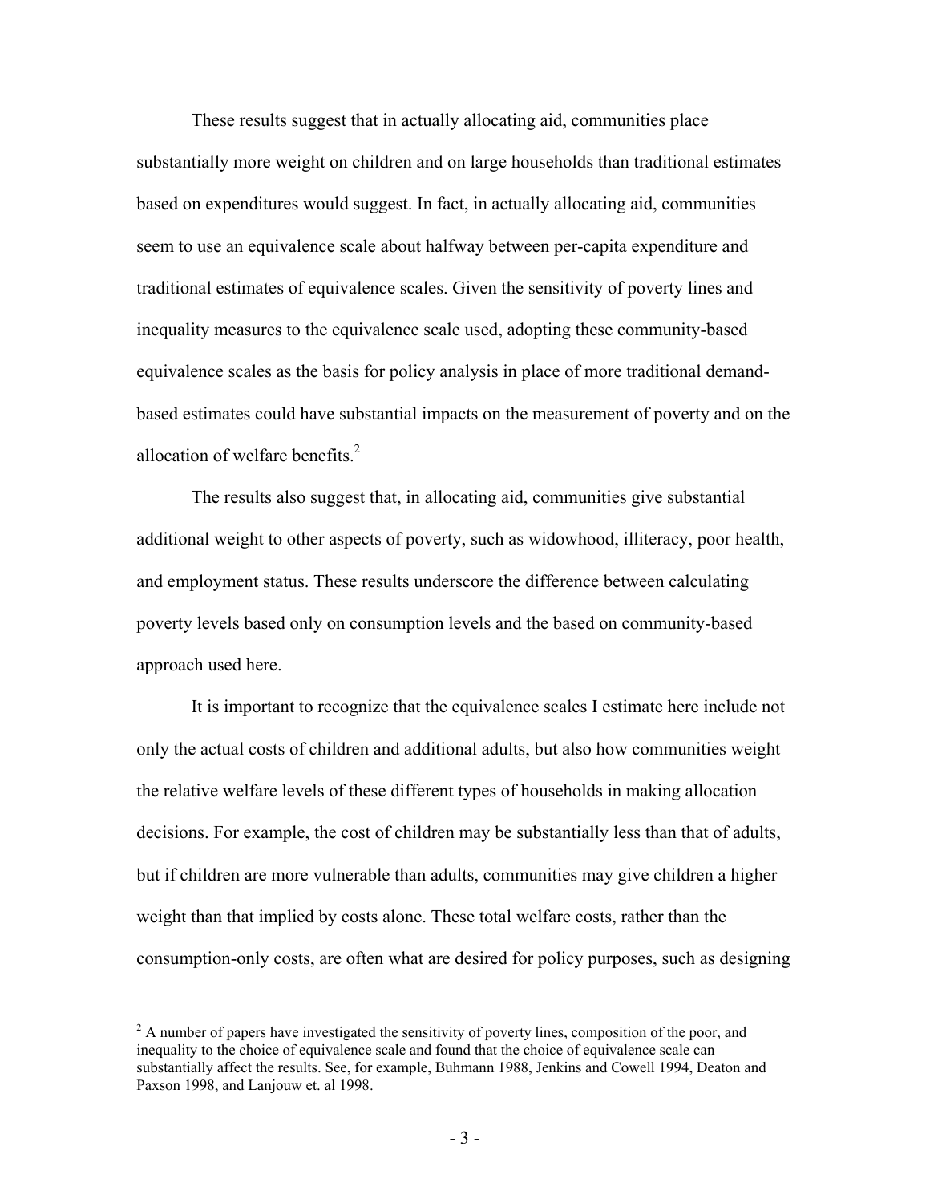These results suggest that in actually allocating aid, communities place substantially more weight on children and on large households than traditional estimates based on expenditures would suggest. In fact, in actually allocating aid, communities seem to use an equivalence scale about halfway between per-capita expenditure and traditional estimates of equivalence scales. Given the sensitivity of poverty lines and inequality measures to the equivalence scale used, adopting these community-based equivalence scales as the basis for policy analysis in place of more traditional demand-based estimates could have substantial impacts on the measurement of poverty and on the allocation of welfare benefits.[2]

The results also suggest that, in allocating aid, communities give substantial additional weight to other aspects of poverty, such as widowhood, illiteracy, poor health, and employment status. These results underscore the difference between calculating poverty levels based only on consumption levels and the based on community-based approach used here.

It is important to recognize that the equivalence scales I estimate here include not only the actual costs of children and additional adults, but also how communities weight the relative welfare levels of these different types of households in making allocation decisions. For example, the cost of children may be substantially less than that of adults, but if children are more vulnerable than adults, communities may give children a higher weight than that implied by costs alone. These total welfare costs, rather than the consumption-only costs, are often what are desired for policy purposes, such as designing

[2] A number of papers have investigated the sensitivity of poverty lines, composition of the poor, and inequality to the choice of equivalence scale and found that the choice of equivalence scale can substantially affect the results. See, for example, Buhmann 1988, Jenkins and Cowell 1994, Deaton and Paxson 1998, and Lanjouw et. al 1998.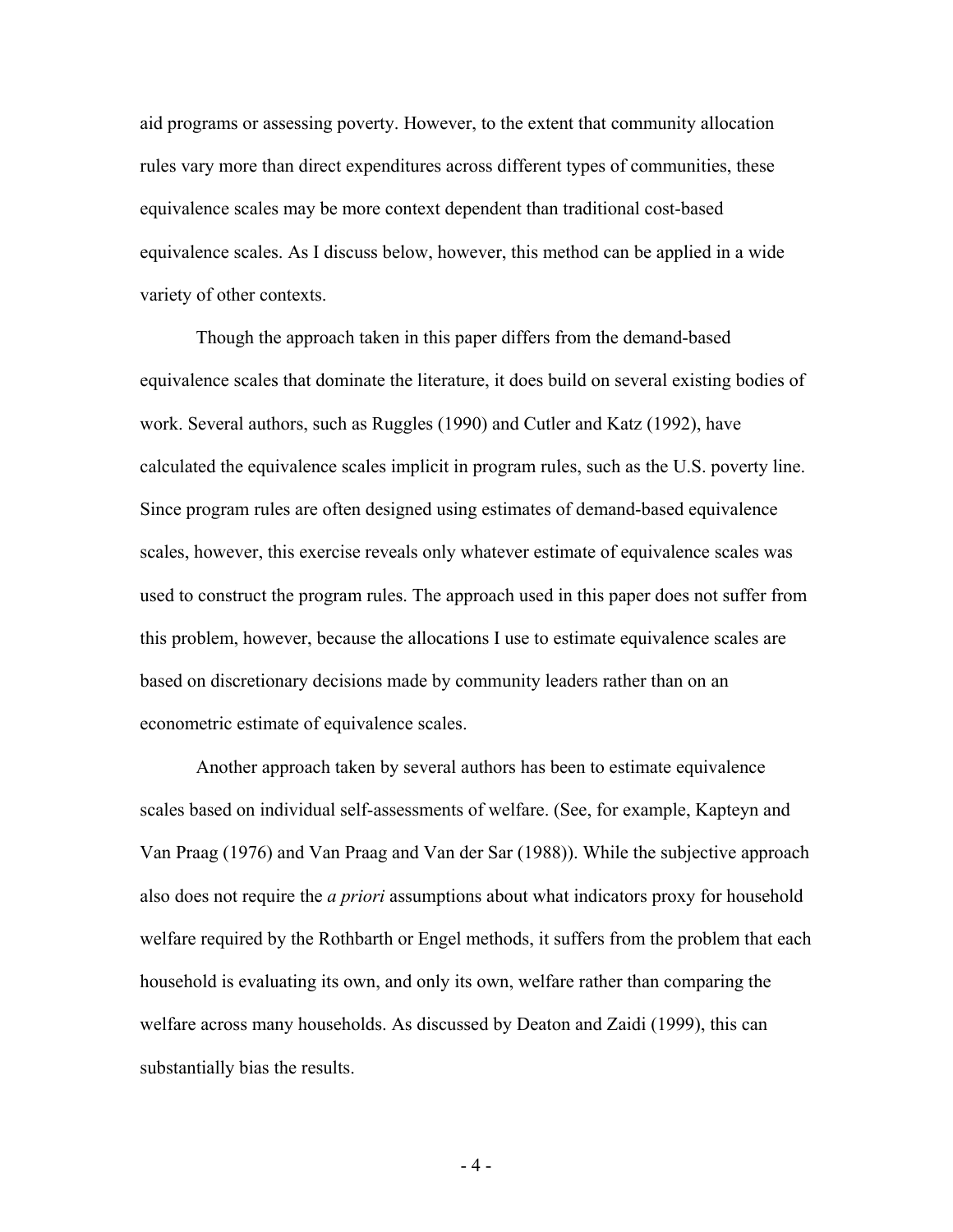aid programs or assessing poverty. However, to the extent that community allocation rules vary more than direct expenditures across different types of communities, these equivalence scales may be more context dependent than traditional cost-based equivalence scales. As I discuss below, however, this method can be applied in a wide variety of other contexts.

Though the approach taken in this paper differs from the demand-based equivalence scales that dominate the literature, it does build on several existing bodies of work. Several authors, such as Ruggles (1990) and Cutler and Katz (1992), have calculated the equivalence scales implicit in program rules, such as the U.S. poverty line. Since program rules are often designed using estimates of demand-based equivalence scales, however, this exercise reveals only whatever estimate of equivalence scales was used to construct the program rules. The approach used in this paper does not suffer from this problem, however, because the allocations I use to estimate equivalence scales are based on discretionary decisions made by community leaders rather than on an econometric estimate of equivalence scales.

Another approach taken by several authors has been to estimate equivalence scales based on individual self-assessments of welfare. (See, for example, Kapteyn and Van Praag (1976) and Van Praag and Van der Sar (1988)). While the subjective approach also does not require the *a priori* assumptions about what indicators proxy for household welfare required by the Rothbarth or Engel methods, it suffers from the problem that each household is evaluating its own, and only its own, welfare rather than comparing the welfare across many households. As discussed by Deaton and Zaidi (1999), this can substantially bias the results.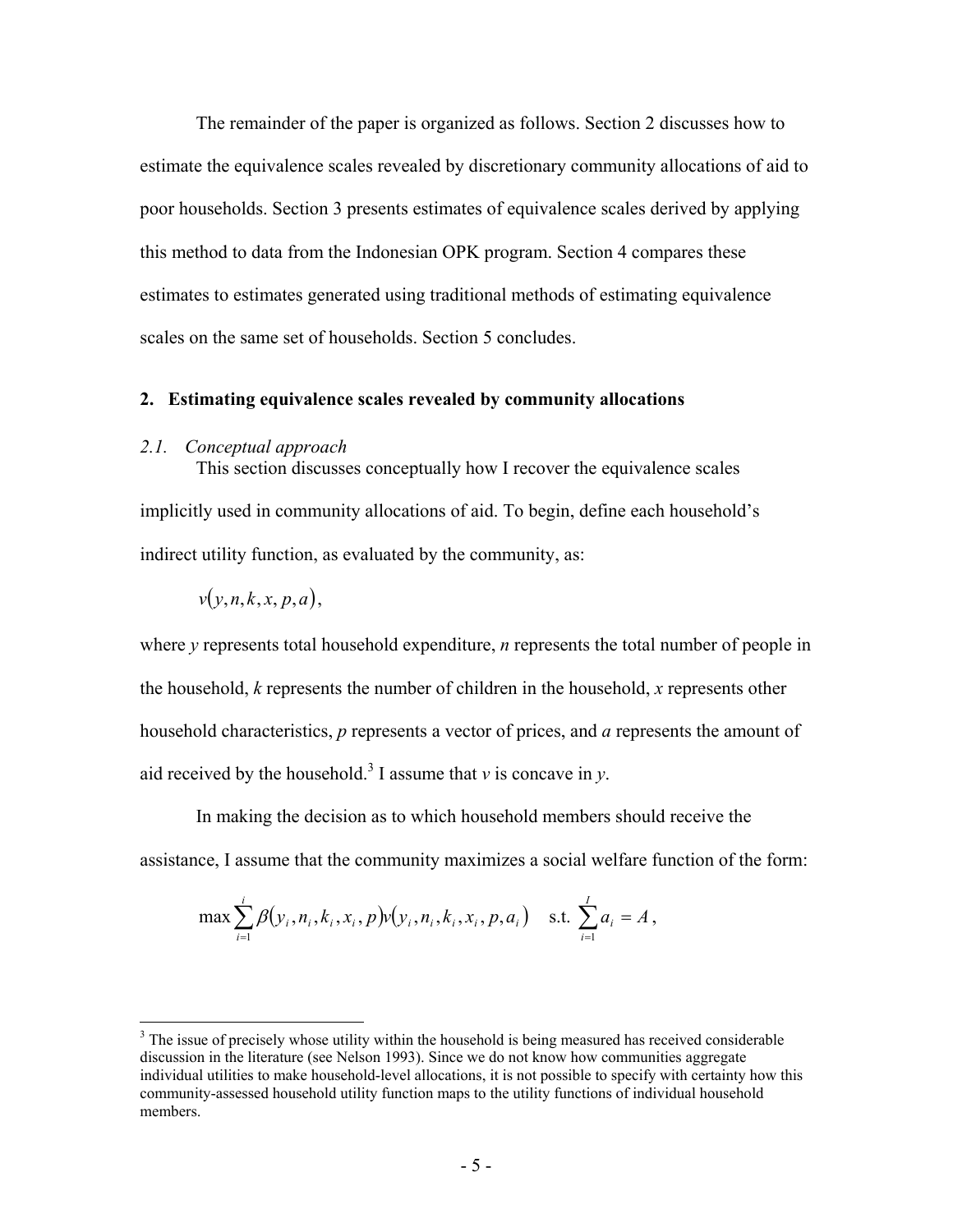The remainder of the paper is organized as follows. Section 2 discusses how to estimate the equivalence scales revealed by discretionary community allocations of aid to poor households. Section 3 presents estimates of equivalence scales derived by applying this method to data from the Indonesian OPK program. Section 4 compares these estimates to estimates generated using traditional methods of estimating equivalence scales on the same set of households. Section 5 concludes.

## 2. Estimating equivalence scales revealed by community allocations

### *2.1. Conceptual approach*

This section discusses conceptually how I recover the equivalence scales implicitly used in community allocations of aid. To begin, define each household's indirect utility function, as evaluated by the community, as:

$$v(y, n, k, x, p, a),$$

where $y$ represents total household expenditure, $n$ represents the total number of people in the household, $k$ represents the number of children in the household, $x$ represents other household characteristics, $p$ represents a vector of prices, and $a$ represents the amount of aid received by the household.[3] I assume that $v$ is concave in $y$.

In making the decision as to which household members should receive the assistance, I assume that the community maximizes a social welfare function of the form:

$$\max \sum_{i=1}^{i} \beta(y_i, n_i, k_i, x_i, p) v(y_i, n_i, k_i, x_i, p, a_i) \quad \text{s.t. } \sum_{i=1}^{I} a_i = A,$$

[3] The issue of precisely whose utility within the household is being measured has received considerable discussion in the literature (see Nelson 1993). Since we do not know how communities aggregate individual utilities to make household-level allocations, it is not possible to specify with certainty how this community-assessed household utility function maps to the utility functions of individual household members.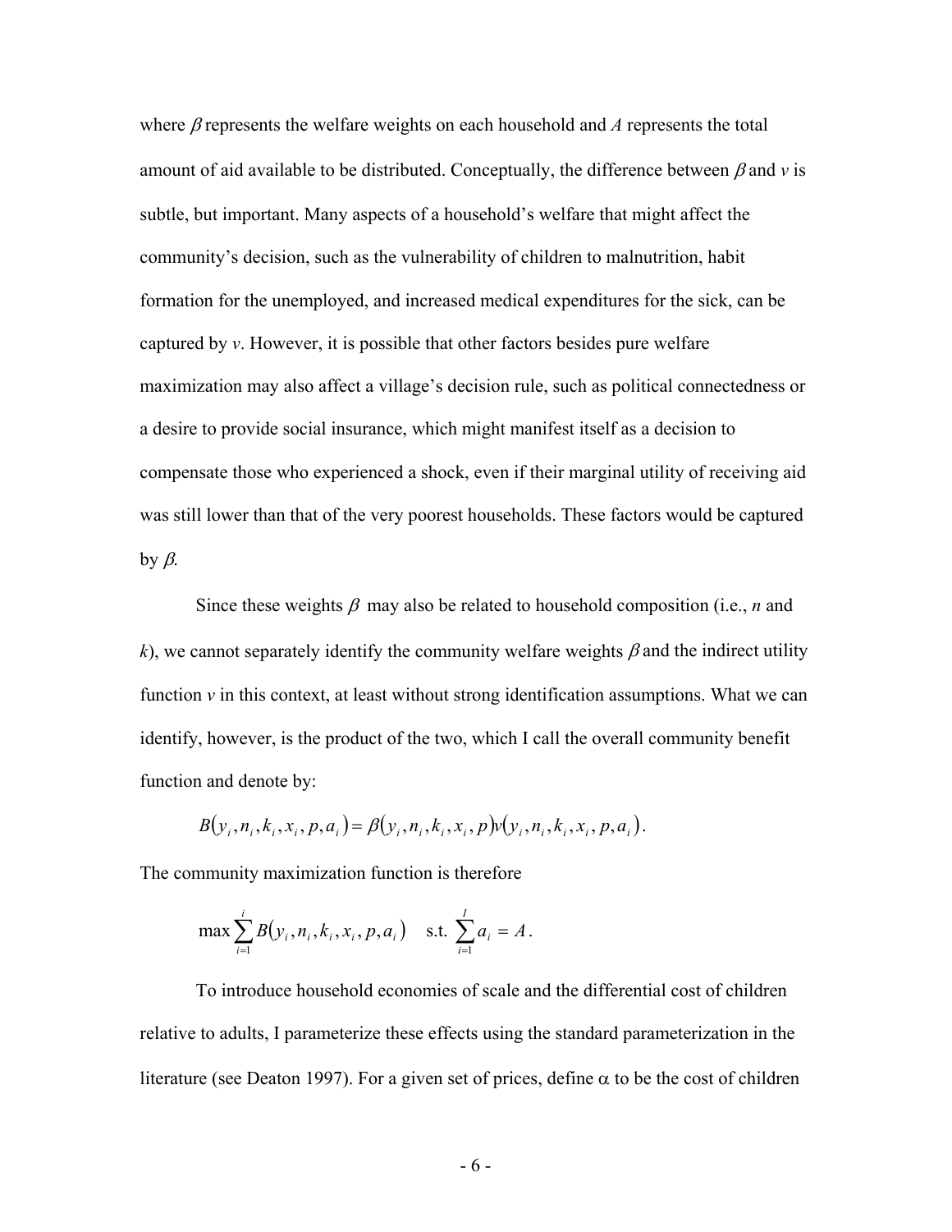where $\beta$ represents the welfare weights on each household and $A$ represents the total amount of aid available to be distributed. Conceptually, the difference between $\beta$ and $v$ is subtle, but important. Many aspects of a household's welfare that might affect the community's decision, such as the vulnerability of children to malnutrition, habit formation for the unemployed, and increased medical expenditures for the sick, can be captured by $v$. However, it is possible that other factors besides pure welfare maximization may also affect a village's decision rule, such as political connectedness or a desire to provide social insurance, which might manifest itself as a decision to compensate those who experienced a shock, even if their marginal utility of receiving aid was still lower than that of the very poorest households. These factors would be captured by $\beta$.

Since these weights $\beta$ may also be related to household composition (i.e., $n$ and $k$), we cannot separately identify the community welfare weights $\beta$ and the indirect utility function $v$ in this context, at least without strong identification assumptions. What we can identify, however, is the product of the two, which I call the overall community benefit function and denote by:

$$B(y_i, n_i, k_i, x_i, p, a_i) = \beta(y_i, n_i, k_i, x_i, p)v(y_i, n_i, k_i, x_i, p, a_i).$$

The community maximization function is therefore

$$\max \sum_{i=1}^{i} B(y_i, n_i, k_i, x_i, p, a_i) \quad \text{s.t.} \sum_{i=1}^{I} a_i = A.$$

To introduce household economies of scale and the differential cost of children relative to adults, I parameterize these effects using the standard parameterization in the literature (see Deaton 1997). For a given set of prices, define $\alpha$ to be the cost of children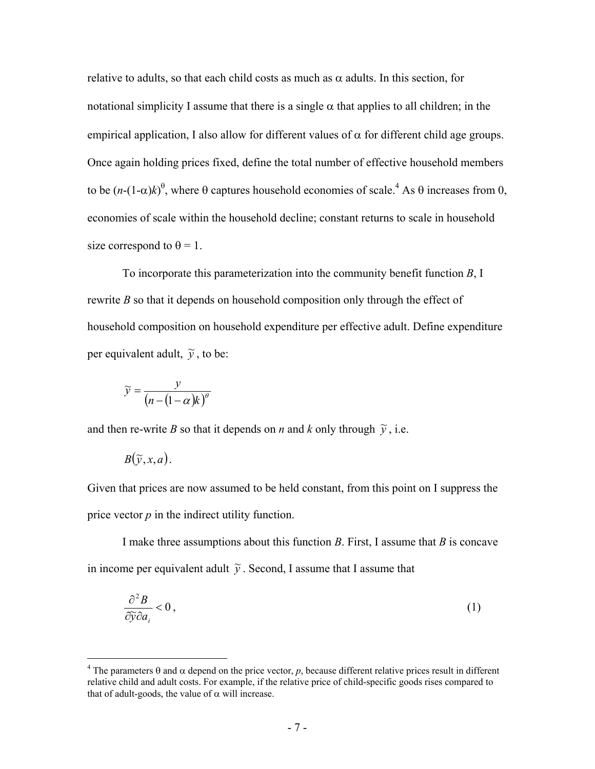relative to adults, so that each child costs as much as $\alpha$ adults. In this section, for notational simplicity I assume that there is a single $\alpha$ that applies to all children; in the empirical application, I also allow for different values of $\alpha$ for different child age groups. Once again holding prices fixed, define the total number of effective household members to be $(n-(1-\alpha)k)^{\theta}$, where $\theta$ captures household economies of scale.[4] As $\theta$ increases from 0, economies of scale within the household decline; constant returns to scale in household size correspond to $\theta = 1$.

To incorporate this parameterization into the community benefit function $B$, I rewrite $B$ so that it depends on household composition only through the effect of household composition on household expenditure per effective adult. Define expenditure per equivalent adult, $\tilde{y}$, to be:

$$\tilde{y} = \frac{y}{\left(n-(1-\alpha)k\right)^{\theta}}$$

and then re-write $B$ so that it depends on $n$ and $k$ only through $\tilde{y}$, i.e.

$$B(\tilde{y}, x, a).$$

Given that prices are now assumed to be held constant, from this point on I suppress the price vector $p$ in the indirect utility function.

I make three assumptions about this function $B$. First, I assume that $B$ is concave in income per equivalent adult $\tilde{y}$. Second, I assume that I assume that

$$\frac{\partial^2 B}{\partial \tilde{y} \partial a_i} < 0, \tag{1}$$

[4] The parameters $\theta$ and $\alpha$ depend on the price vector, $p$, because different relative prices result in different relative child and adult costs. For example, if the relative price of child-specific goods rises compared to that of adult-goods, the value of $\alpha$ will increase.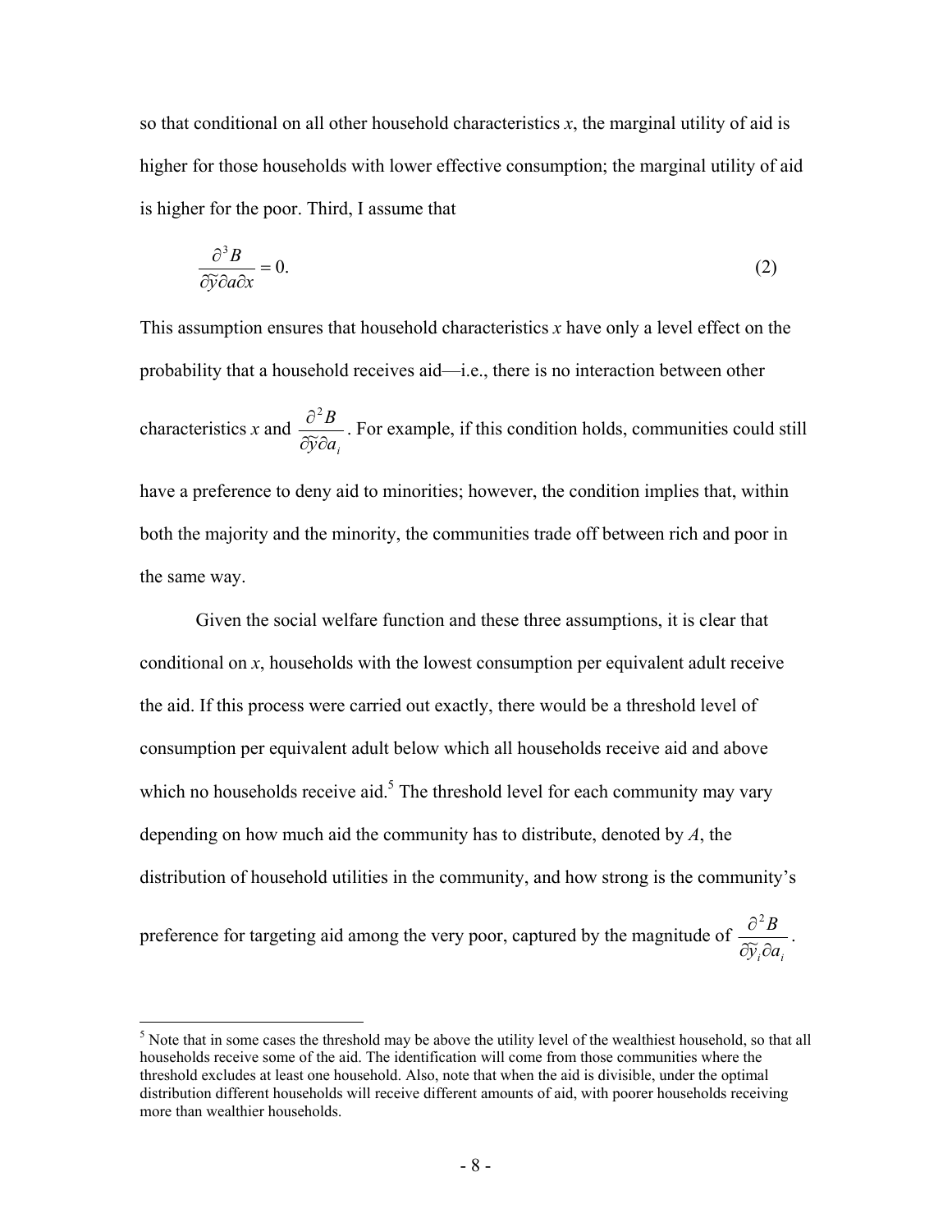so that conditional on all other household characteristics $x$, the marginal utility of aid is higher for those households with lower effective consumption; the marginal utility of aid is higher for the poor. Third, I assume that

$$\frac{\partial^3 B}{\partial \tilde{y} \partial a \partial x} = 0. \tag{2}$$

This assumption ensures that household characteristics $x$ have only a level effect on the probability that a household receives aid—i.e., there is no interaction between other characteristics $x$ and $\frac{\partial^2 B}{\partial \tilde{y} \partial a_i}$. For example, if this condition holds, communities could still have a preference to deny aid to minorities; however, the condition implies that, within both the majority and the minority, the communities trade off between rich and poor in the same way.

Given the social welfare function and these three assumptions, it is clear that conditional on $x$, households with the lowest consumption per equivalent adult receive the aid. If this process were carried out exactly, there would be a threshold level of consumption per equivalent adult below which all households receive aid and above which no households receive aid.[5] The threshold level for each community may vary depending on how much aid the community has to distribute, denoted by $A$, the distribution of household utilities in the community, and how strong is the community's preference for targeting aid among the very poor, captured by the magnitude of $\frac{\partial^2 B}{\partial \tilde{y}_i \partial a_i}$.

[5] Note that in some cases the threshold may be above the utility level of the wealthiest household, so that all households receive some of the aid. The identification will come from those communities where the threshold excludes at least one household. Also, note that when the aid is divisible, under the optimal distribution different households will receive different amounts of aid, with poorer households receiving more than wealthier households.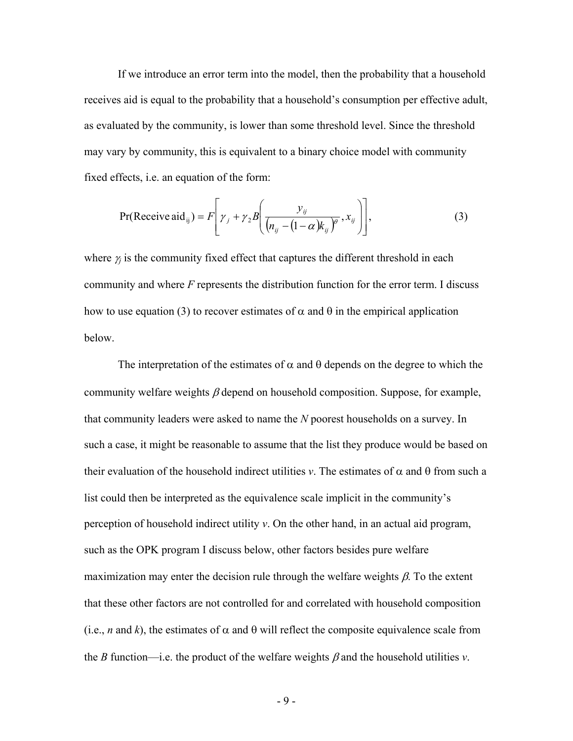If we introduce an error term into the model, then the probability that a household receives aid is equal to the probability that a household's consumption per effective adult, as evaluated by the community, is lower than some threshold level. Since the threshold may vary by community, this is equivalent to a binary choice model with community fixed effects, i.e. an equation of the form:

$$\Pr(\text{Receive aid}_{ij}) = F\left[\gamma_j + \gamma_2 B\left(\frac{y_{ij}}{\left(n_{ij} - (1-\alpha)k_{ij}\right)^{\theta}}, x_{ij}\right)\right], \tag{3}$$

where $\gamma_j$ is the community fixed effect that captures the different threshold in each community and where $F$ represents the distribution function for the error term. I discuss how to use equation (3) to recover estimates of $\alpha$ and $\theta$ in the empirical application below.

The interpretation of the estimates of $\alpha$ and $\theta$ depends on the degree to which the community welfare weights $\beta$ depend on household composition. Suppose, for example, that community leaders were asked to name the $N$ poorest households on a survey. In such a case, it might be reasonable to assume that the list they produce would be based on their evaluation of the household indirect utilities $v$. The estimates of $\alpha$ and $\theta$ from such a list could then be interpreted as the equivalence scale implicit in the community's perception of household indirect utility $v$. On the other hand, in an actual aid program, such as the OPK program I discuss below, other factors besides pure welfare maximization may enter the decision rule through the welfare weights $\beta$. To the extent that these other factors are not controlled for and correlated with household composition (i.e., $n$ and $k$), the estimates of $\alpha$ and $\theta$ will reflect the composite equivalence scale from the $B$ function—i.e. the product of the welfare weights $\beta$ and the household utilities $v$.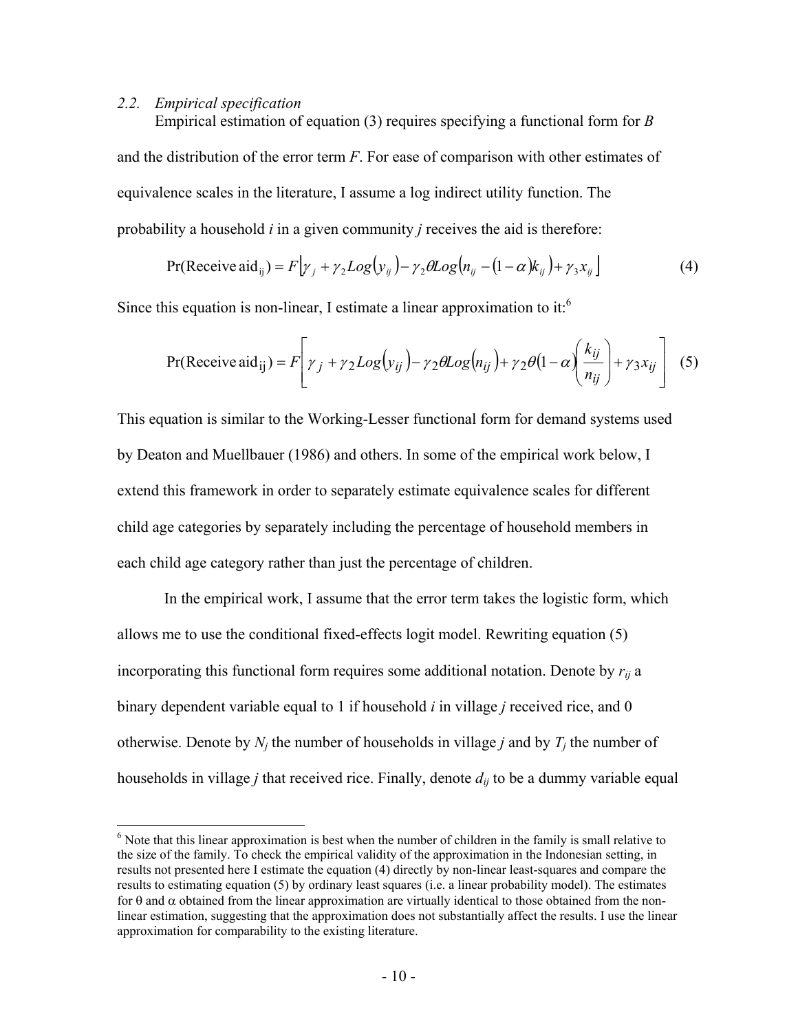### 2.2. *Empirical specification*

Empirical estimation of equation (3) requires specifying a functional form for *B* and the distribution of the error term *F*. For ease of comparison with other estimates of equivalence scales in the literature, I assume a log indirect utility function. The probability a household *i* in a given community *j* receives the aid is therefore:

$$\Pr(\text{Receive aid}_{ij}) = F\left[\gamma_j + \gamma_2 Log(y_{ij}) - \gamma_2 \theta Log(n_{ij} - (1-\alpha)k_{ij}) + \gamma_3 x_{ij}\right] \quad (4)$$

Since this equation is non-linear, I estimate a linear approximation to it:[6]

$$\Pr(\text{Receive aid}_{ij}) = F\left[\gamma_j + \gamma_2 Log(y_{ij}) - \gamma_2 \theta Log(n_{ij}) + \gamma_2 \theta (1-\alpha)\left(\frac{k_{ij}}{n_{ij}}\right) + \gamma_3 x_{ij}\right] \quad (5)$$

This equation is similar to the Working-Lesser functional form for demand systems used by Deaton and Muellbauer (1986) and others. In some of the empirical work below, I extend this framework in order to separately estimate equivalence scales for different child age categories by separately including the percentage of household members in each child age category rather than just the percentage of children.

In the empirical work, I assume that the error term takes the logistic form, which allows me to use the conditional fixed-effects logit model. Rewriting equation (5) incorporating this functional form requires some additional notation. Denote by $r_{ij}$ a binary dependent variable equal to 1 if household *i* in village *j* received rice, and 0 otherwise. Denote by $N_j$ the number of households in village *j* and by $T_j$ the number of households in village *j* that received rice. Finally, denote $d_{ij}$ to be a dummy variable equal

[6] Note that this linear approximation is best when the number of children in the family is small relative to the size of the family. To check the empirical validity of the approximation in the Indonesian setting, in results not presented here I estimate the equation (4) directly by non-linear least-squares and compare the results to estimating equation (5) by ordinary least squares (i.e. a linear probability model). The estimates for $\theta$ and $\alpha$ obtained from the linear approximation are virtually identical to those obtained from the non-linear estimation, suggesting that the approximation does not substantially affect the results. I use the linear approximation for comparability to the existing literature.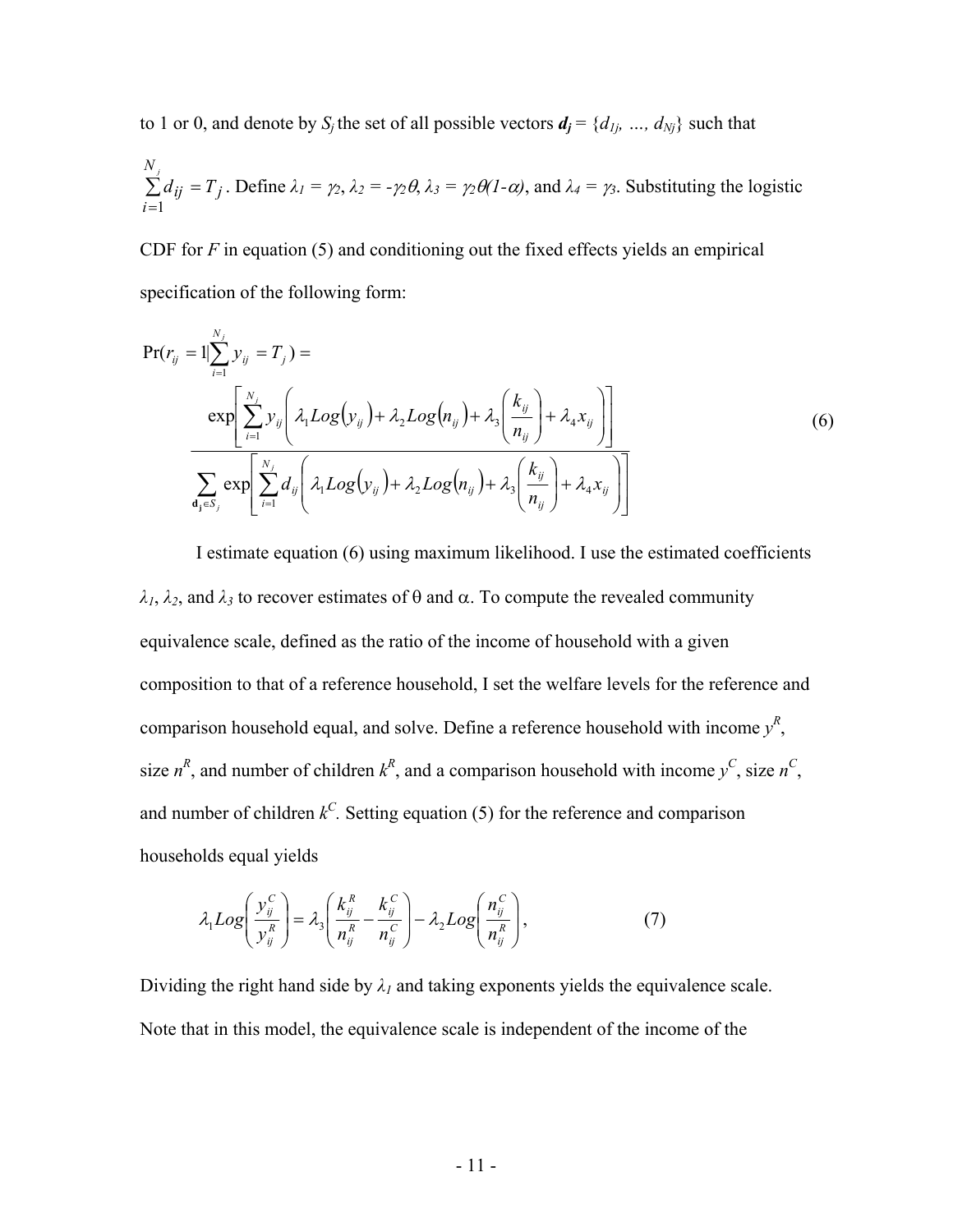to 1 or 0, and denote by $S_j$ the set of all possible vectors $\boldsymbol{d_j} = \{d_{1j}, \ldots, d_{Nj}\}$ such that $\sum_{i=1}^{N_j} d_{ij} = T_j$. Define $\lambda_1 = \gamma_2$, $\lambda_2 = -\gamma_2\theta$, $\lambda_3 = \gamma_2\theta(1-\alpha)$, and $\lambda_4 = \gamma_3$. Substituting the logistic CDF for $F$ in equation (5) and conditioning out the fixed effects yields an empirical specification of the following form:

$$
\Pr(r_{ij} = 1 | \sum_{i=1}^{N_j} y_{ij} = T_j) = \frac{\exp\left[\sum_{i=1}^{N_j} y_{ij}\left(\lambda_1 Log(y_{ij}) + \lambda_2 Log(n_{ij}) + \lambda_3\left(\frac{k_{ij}}{n_{ij}}\right) + \lambda_4 x_{ij}\right)\right]}{\sum_{\mathbf{d_j} \in S_j} \exp\left[\sum_{i=1}^{N_j} d_{ij}\left(\lambda_1 Log(y_{ij}) + \lambda_2 Log(n_{ij}) + \lambda_3\left(\frac{k_{ij}}{n_{ij}}\right) + \lambda_4 x_{ij}\right)\right]} \tag{6}
$$

I estimate equation (6) using maximum likelihood. I use the estimated coefficients $\lambda_1$, $\lambda_2$, and $\lambda_3$ to recover estimates of $\theta$ and $\alpha$. To compute the revealed community equivalence scale, defined as the ratio of the income of household with a given composition to that of a reference household, I set the welfare levels for the reference and comparison household equal, and solve. Define a reference household with income $y^R$, size $n^R$, and number of children $k^R$, and a comparison household with income $y^C$, size $n^C$, and number of children $k^C$. Setting equation (5) for the reference and comparison households equal yields

$$
\lambda_1 Log\left(\frac{y_{ij}^C}{y_{ij}^R}\right) = \lambda_3\left(\frac{k_{ij}^R}{n_{ij}^R} - \frac{k_{ij}^C}{n_{ij}^C}\right) - \lambda_2 Log\left(\frac{n_{ij}^C}{n_{ij}^R}\right), \tag{7}
$$

Dividing the right hand side by $\lambda_1$ and taking exponents yields the equivalence scale. Note that in this model, the equivalence scale is independent of the income of the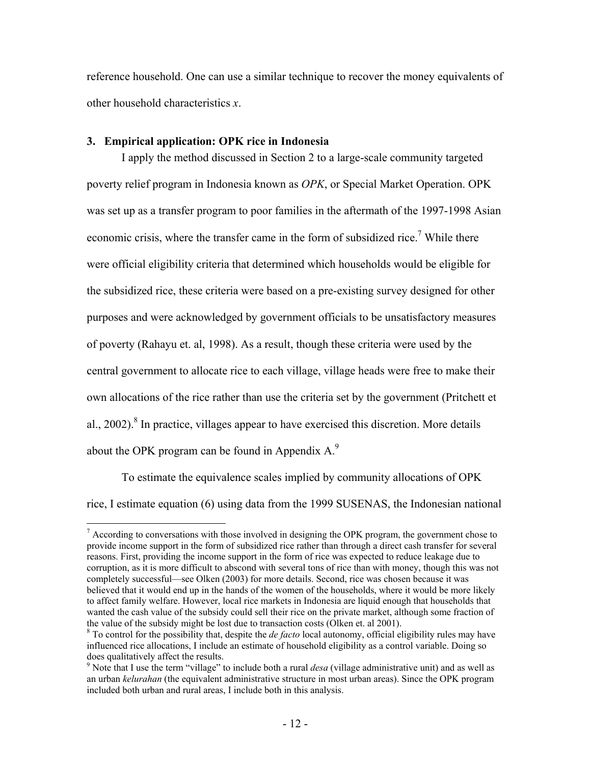reference household. One can use a similar technique to recover the money equivalents of other household characteristics $x$.

### 3. Empirical application: OPK rice in Indonesia

I apply the method discussed in Section 2 to a large-scale community targeted poverty relief program in Indonesia known as *OPK*, or Special Market Operation. OPK was set up as a transfer program to poor families in the aftermath of the 1997-1998 Asian economic crisis, where the transfer came in the form of subsidized rice.[7] While there were official eligibility criteria that determined which households would be eligible for the subsidized rice, these criteria were based on a pre-existing survey designed for other purposes and were acknowledged by government officials to be unsatisfactory measures of poverty (Rahayu et. al, 1998). As a result, though these criteria were used by the central government to allocate rice to each village, village heads were free to make their own allocations of the rice rather than use the criteria set by the government (Pritchett et al., 2002).[8] In practice, villages appear to have exercised this discretion. More details about the OPK program can be found in Appendix A.[9]

To estimate the equivalence scales implied by community allocations of OPK rice, I estimate equation (6) using data from the 1999 SUSENAS, the Indonesian national

---

[7] According to conversations with those involved in designing the OPK program, the government chose to provide income support in the form of subsidized rice rather than through a direct cash transfer for several reasons. First, providing the income support in the form of rice was expected to reduce leakage due to corruption, as it is more difficult to abscond with several tons of rice than with money, though this was not completely successful—see Olken (2003) for more details. Second, rice was chosen because it was believed that it would end up in the hands of the women of the households, where it would be more likely to affect family welfare. However, local rice markets in Indonesia are liquid enough that households that wanted the cash value of the subsidy could sell their rice on the private market, although some fraction of the value of the subsidy might be lost due to transaction costs (Olken et. al 2001).

[8] To control for the possibility that, despite the *de facto* local autonomy, official eligibility rules may have influenced rice allocations, I include an estimate of household eligibility as a control variable. Doing so does qualitatively affect the results.

[9] Note that I use the term "village" to include both a rural *desa* (village administrative unit) and as well as an urban *kelurahan* (the equivalent administrative structure in most urban areas). Since the OPK program included both urban and rural areas, I include both in this analysis.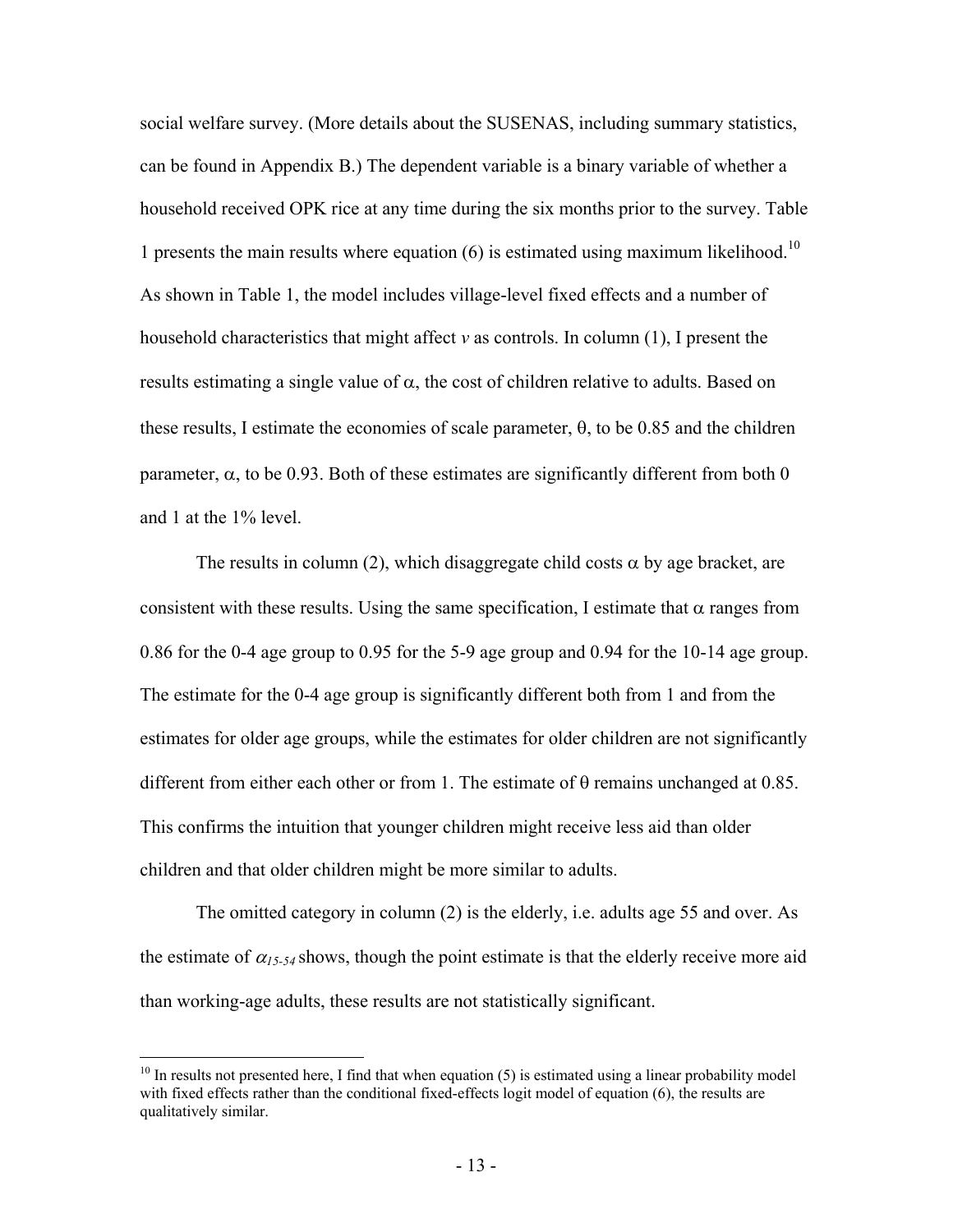social welfare survey. (More details about the SUSENAS, including summary statistics, can be found in Appendix B.) The dependent variable is a binary variable of whether a household received OPK rice at any time during the six months prior to the survey. Table 1 presents the main results where equation (6) is estimated using maximum likelihood.[10] As shown in Table 1, the model includes village-level fixed effects and a number of household characteristics that might affect $v$ as controls. In column (1), I present the results estimating a single value of $\alpha$, the cost of children relative to adults. Based on these results, I estimate the economies of scale parameter, $\theta$, to be 0.85 and the children parameter, $\alpha$, to be 0.93. Both of these estimates are significantly different from both 0 and 1 at the 1% level.

The results in column (2), which disaggregate child costs $\alpha$ by age bracket, are consistent with these results. Using the same specification, I estimate that $\alpha$ ranges from 0.86 for the 0-4 age group to 0.95 for the 5-9 age group and 0.94 for the 10-14 age group. The estimate for the 0-4 age group is significantly different both from 1 and from the estimates for older age groups, while the estimates for older children are not significantly different from either each other or from 1. The estimate of $\theta$ remains unchanged at 0.85. This confirms the intuition that younger children might receive less aid than older children and that older children might be more similar to adults.

The omitted category in column (2) is the elderly, i.e. adults age 55 and over. As the estimate of $\alpha_{15\text{-}54}$ shows, though the point estimate is that the elderly receive more aid than working-age adults, these results are not statistically significant.

[10] In results not presented here, I find that when equation (5) is estimated using a linear probability model with fixed effects rather than the conditional fixed-effects logit model of equation (6), the results are qualitatively similar.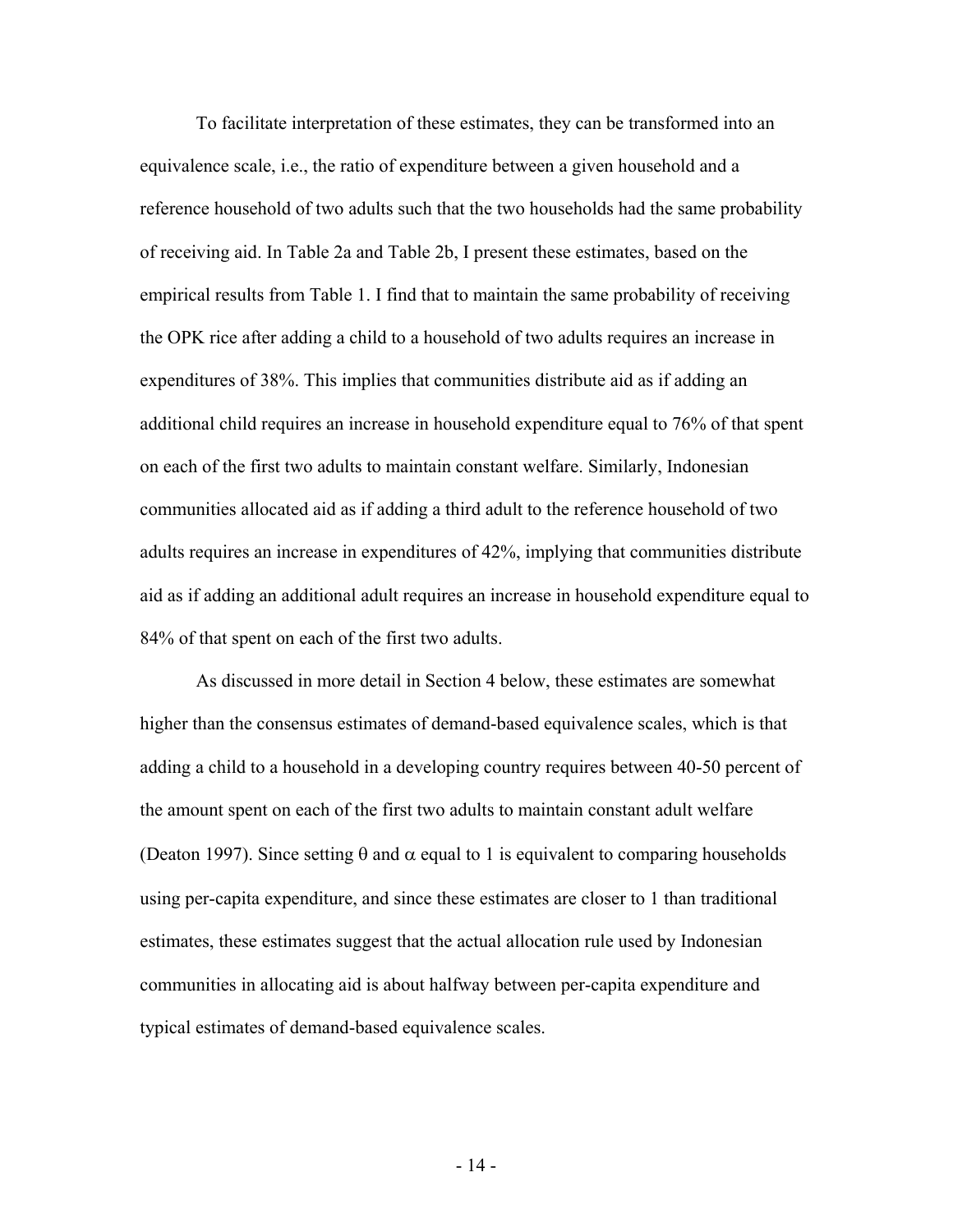To facilitate interpretation of these estimates, they can be transformed into an equivalence scale, i.e., the ratio of expenditure between a given household and a reference household of two adults such that the two households had the same probability of receiving aid. In Table 2a and Table 2b, I present these estimates, based on the empirical results from Table 1. I find that to maintain the same probability of receiving the OPK rice after adding a child to a household of two adults requires an increase in expenditures of 38%. This implies that communities distribute aid as if adding an additional child requires an increase in household expenditure equal to 76% of that spent on each of the first two adults to maintain constant welfare. Similarly, Indonesian communities allocated aid as if adding a third adult to the reference household of two adults requires an increase in expenditures of 42%, implying that communities distribute aid as if adding an additional adult requires an increase in household expenditure equal to 84% of that spent on each of the first two adults.

As discussed in more detail in Section 4 below, these estimates are somewhat higher than the consensus estimates of demand-based equivalence scales, which is that adding a child to a household in a developing country requires between 40-50 percent of the amount spent on each of the first two adults to maintain constant adult welfare (Deaton 1997). Since setting $\theta$ and $\alpha$ equal to 1 is equivalent to comparing households using per-capita expenditure, and since these estimates are closer to 1 than traditional estimates, these estimates suggest that the actual allocation rule used by Indonesian communities in allocating aid is about halfway between per-capita expenditure and typical estimates of demand-based equivalence scales.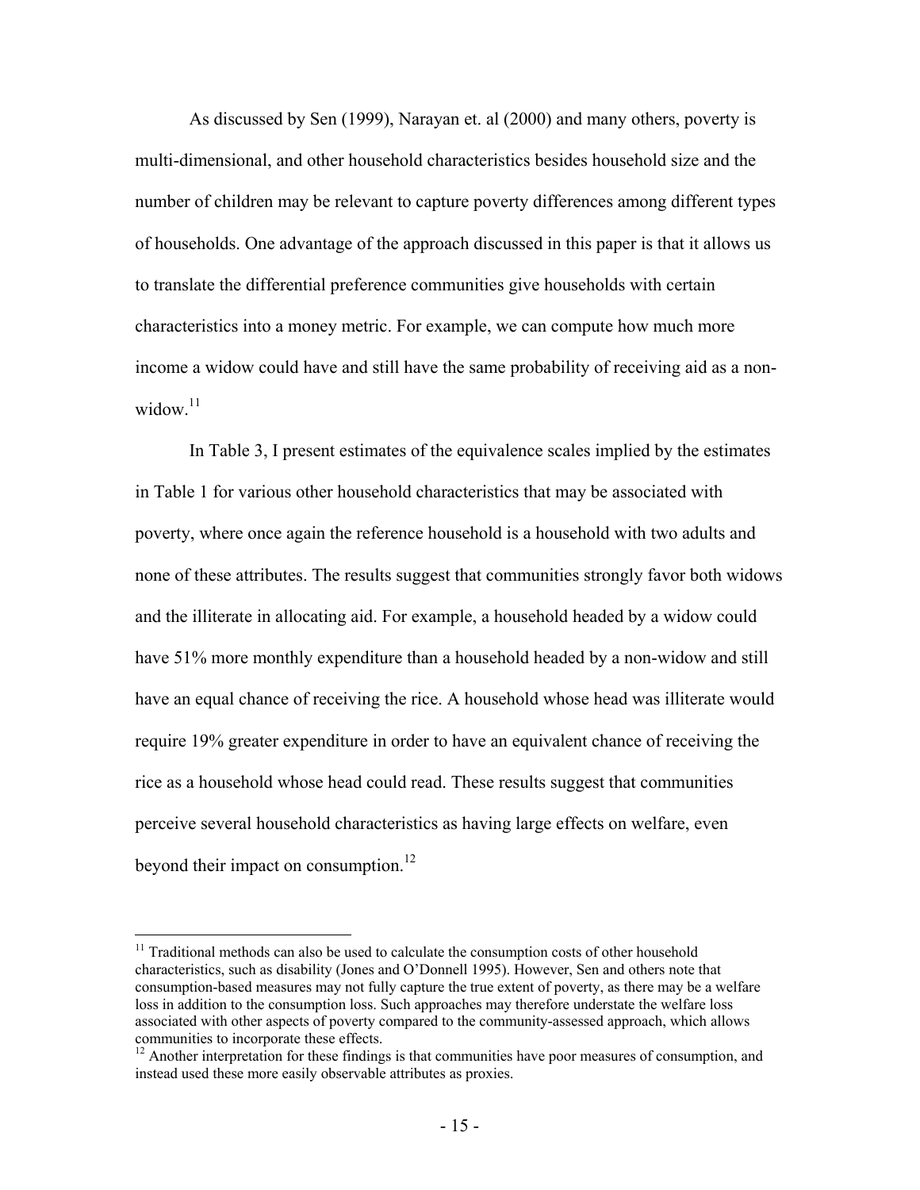As discussed by Sen (1999), Narayan et. al (2000) and many others, poverty is multi-dimensional, and other household characteristics besides household size and the number of children may be relevant to capture poverty differences among different types of households. One advantage of the approach discussed in this paper is that it allows us to translate the differential preference communities give households with certain characteristics into a money metric. For example, we can compute how much more income a widow could have and still have the same probability of receiving aid as a non-widow.[11]

In Table 3, I present estimates of the equivalence scales implied by the estimates in Table 1 for various other household characteristics that may be associated with poverty, where once again the reference household is a household with two adults and none of these attributes. The results suggest that communities strongly favor both widows and the illiterate in allocating aid. For example, a household headed by a widow could have 51% more monthly expenditure than a household headed by a non-widow and still have an equal chance of receiving the rice. A household whose head was illiterate would require 19% greater expenditure in order to have an equivalent chance of receiving the rice as a household whose head could read. These results suggest that communities perceive several household characteristics as having large effects on welfare, even beyond their impact on consumption.[12]

---

[11] Traditional methods can also be used to calculate the consumption costs of other household characteristics, such as disability (Jones and O'Donnell 1995). However, Sen and others note that consumption-based measures may not fully capture the true extent of poverty, as there may be a welfare loss in addition to the consumption loss. Such approaches may therefore understate the welfare loss associated with other aspects of poverty compared to the community-assessed approach, which allows communities to incorporate these effects.

[12] Another interpretation for these findings is that communities have poor measures of consumption, and instead used these more easily observable attributes as proxies.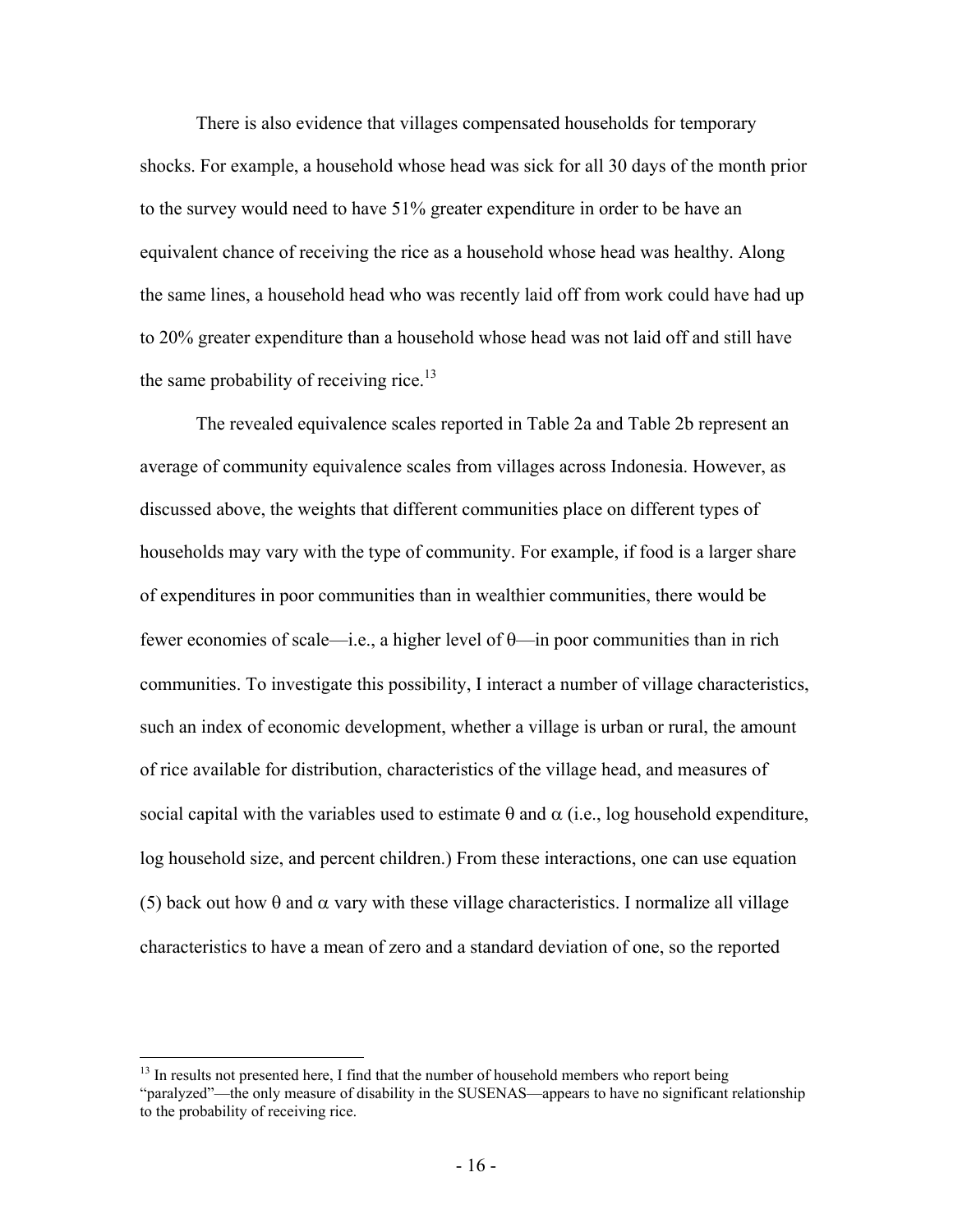There is also evidence that villages compensated households for temporary shocks. For example, a household whose head was sick for all 30 days of the month prior to the survey would need to have 51% greater expenditure in order to be have an equivalent chance of receiving the rice as a household whose head was healthy. Along the same lines, a household head who was recently laid off from work could have had up to 20% greater expenditure than a household whose head was not laid off and still have the same probability of receiving rice.[13]

The revealed equivalence scales reported in Table 2a and Table 2b represent an average of community equivalence scales from villages across Indonesia. However, as discussed above, the weights that different communities place on different types of households may vary with the type of community. For example, if food is a larger share of expenditures in poor communities than in wealthier communities, there would be fewer economies of scale—i.e., a higher level of $\theta$—in poor communities than in rich communities. To investigate this possibility, I interact a number of village characteristics, such an index of economic development, whether a village is urban or rural, the amount of rice available for distribution, characteristics of the village head, and measures of social capital with the variables used to estimate $\theta$ and $\alpha$ (i.e., log household expenditure, log household size, and percent children.) From these interactions, one can use equation (5) back out how $\theta$ and $\alpha$ vary with these village characteristics. I normalize all village characteristics to have a mean of zero and a standard deviation of one, so the reported

[13] In results not presented here, I find that the number of household members who report being "paralyzed"—the only measure of disability in the SUSENAS—appears to have no significant relationship to the probability of receiving rice.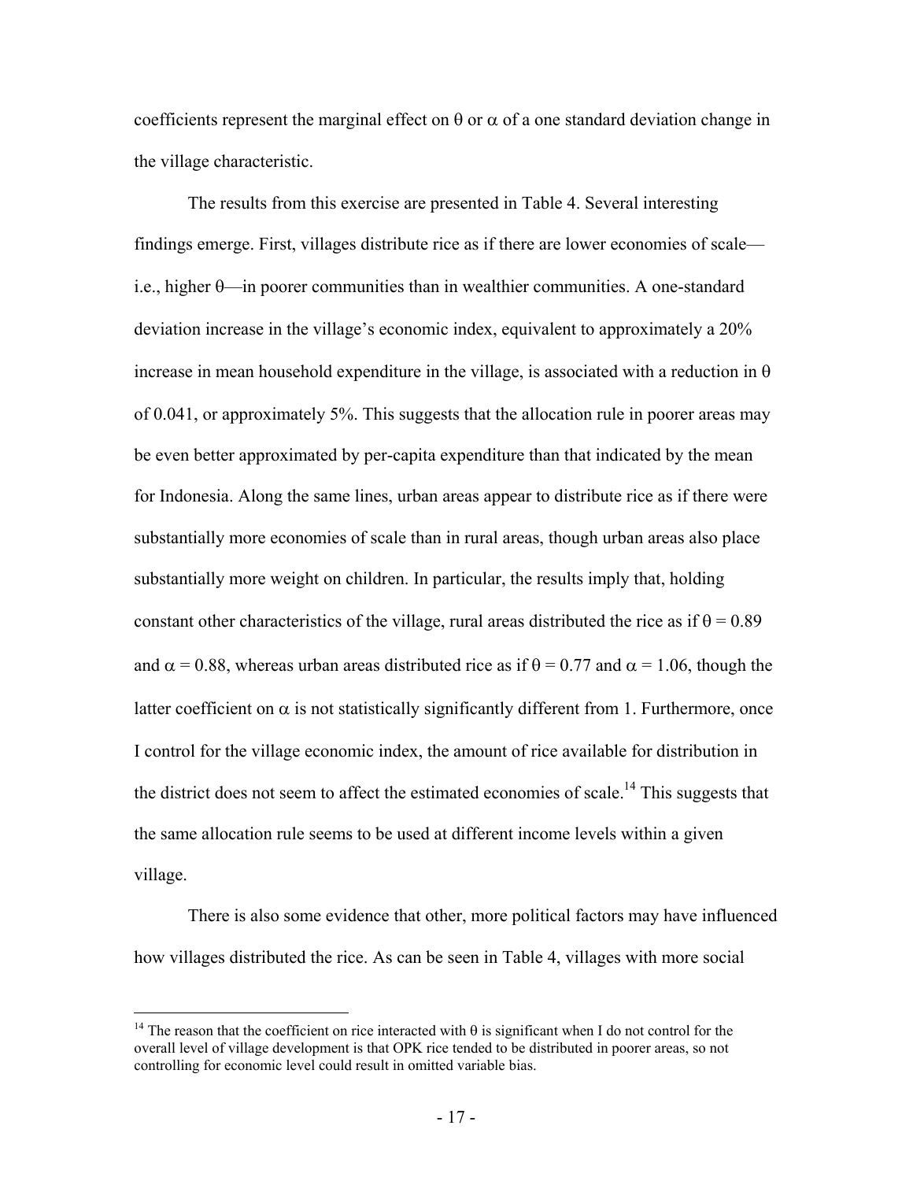coefficients represent the marginal effect on $\theta$ or $\alpha$ of a one standard deviation change in the village characteristic.

The results from this exercise are presented in Table 4. Several interesting findings emerge. First, villages distribute rice as if there are lower economies of scale—i.e., higher $\theta$—in poorer communities than in wealthier communities. A one-standard deviation increase in the village's economic index, equivalent to approximately a 20% increase in mean household expenditure in the village, is associated with a reduction in $\theta$ of 0.041, or approximately 5%. This suggests that the allocation rule in poorer areas may be even better approximated by per-capita expenditure than that indicated by the mean for Indonesia. Along the same lines, urban areas appear to distribute rice as if there were substantially more economies of scale than in rural areas, though urban areas also place substantially more weight on children. In particular, the results imply that, holding constant other characteristics of the village, rural areas distributed the rice as if $\theta = 0.89$ and $\alpha = 0.88$, whereas urban areas distributed rice as if $\theta = 0.77$ and $\alpha = 1.06$, though the latter coefficient on $\alpha$ is not statistically significantly different from 1. Furthermore, once I control for the village economic index, the amount of rice available for distribution in the district does not seem to affect the estimated economies of scale.[14] This suggests that the same allocation rule seems to be used at different income levels within a given village.

There is also some evidence that other, more political factors may have influenced how villages distributed the rice. As can be seen in Table 4, villages with more social

[14] The reason that the coefficient on rice interacted with $\theta$ is significant when I do not control for the overall level of village development is that OPK rice tended to be distributed in poorer areas, so not controlling for economic level could result in omitted variable bias.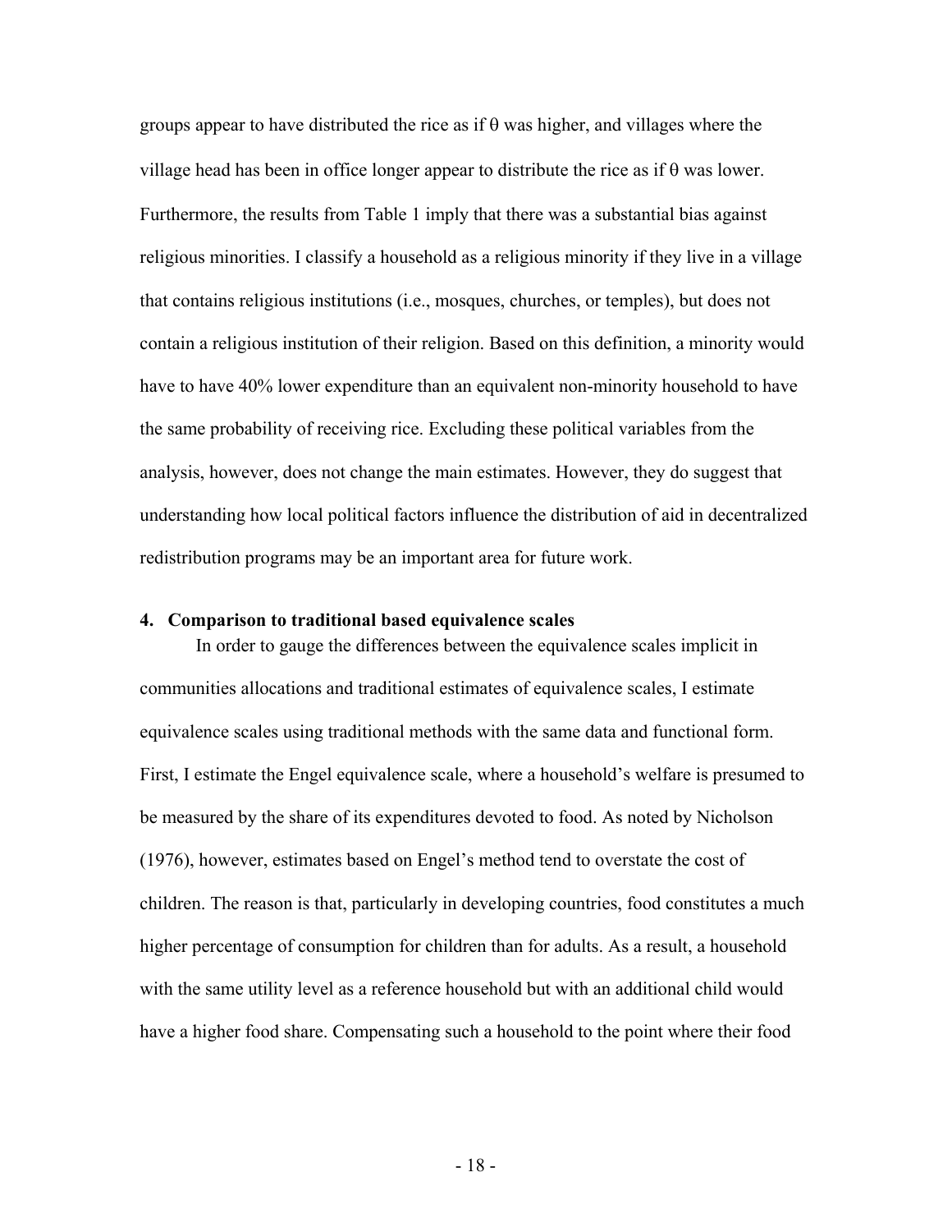groups appear to have distributed the rice as if θ was higher, and villages where the village head has been in office longer appear to distribute the rice as if θ was lower. Furthermore, the results from Table 1 imply that there was a substantial bias against religious minorities. I classify a household as a religious minority if they live in a village that contains religious institutions (i.e., mosques, churches, or temples), but does not contain a religious institution of their religion. Based on this definition, a minority would have to have 40% lower expenditure than an equivalent non-minority household to have the same probability of receiving rice. Excluding these political variables from the analysis, however, does not change the main estimates. However, they do suggest that understanding how local political factors influence the distribution of aid in decentralized redistribution programs may be an important area for future work.

### 4. Comparison to traditional based equivalence scales

In order to gauge the differences between the equivalence scales implicit in communities allocations and traditional estimates of equivalence scales, I estimate equivalence scales using traditional methods with the same data and functional form. First, I estimate the Engel equivalence scale, where a household's welfare is presumed to be measured by the share of its expenditures devoted to food. As noted by Nicholson (1976), however, estimates based on Engel's method tend to overstate the cost of children. The reason is that, particularly in developing countries, food constitutes a much higher percentage of consumption for children than for adults. As a result, a household with the same utility level as a reference household but with an additional child would have a higher food share. Compensating such a household to the point where their food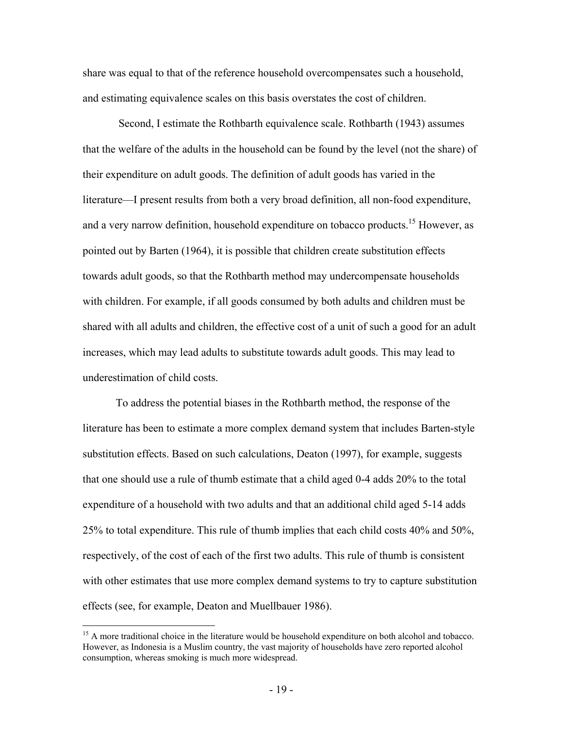share was equal to that of the reference household overcompensates such a household, and estimating equivalence scales on this basis overstates the cost of children.

Second, I estimate the Rothbarth equivalence scale. Rothbarth (1943) assumes that the welfare of the adults in the household can be found by the level (not the share) of their expenditure on adult goods. The definition of adult goods has varied in the literature—I present results from both a very broad definition, all non-food expenditure, and a very narrow definition, household expenditure on tobacco products.[15] However, as pointed out by Barten (1964), it is possible that children create substitution effects towards adult goods, so that the Rothbarth method may undercompensate households with children. For example, if all goods consumed by both adults and children must be shared with all adults and children, the effective cost of a unit of such a good for an adult increases, which may lead adults to substitute towards adult goods. This may lead to underestimation of child costs.

To address the potential biases in the Rothbarth method, the response of the literature has been to estimate a more complex demand system that includes Barten-style substitution effects. Based on such calculations, Deaton (1997), for example, suggests that one should use a rule of thumb estimate that a child aged 0-4 adds 20% to the total expenditure of a household with two adults and that an additional child aged 5-14 adds 25% to total expenditure. This rule of thumb implies that each child costs 40% and 50%, respectively, of the cost of each of the first two adults. This rule of thumb is consistent with other estimates that use more complex demand systems to try to capture substitution effects (see, for example, Deaton and Muellbauer 1986).

[15] A more traditional choice in the literature would be household expenditure on both alcohol and tobacco. However, as Indonesia is a Muslim country, the vast majority of households have zero reported alcohol consumption, whereas smoking is much more widespread.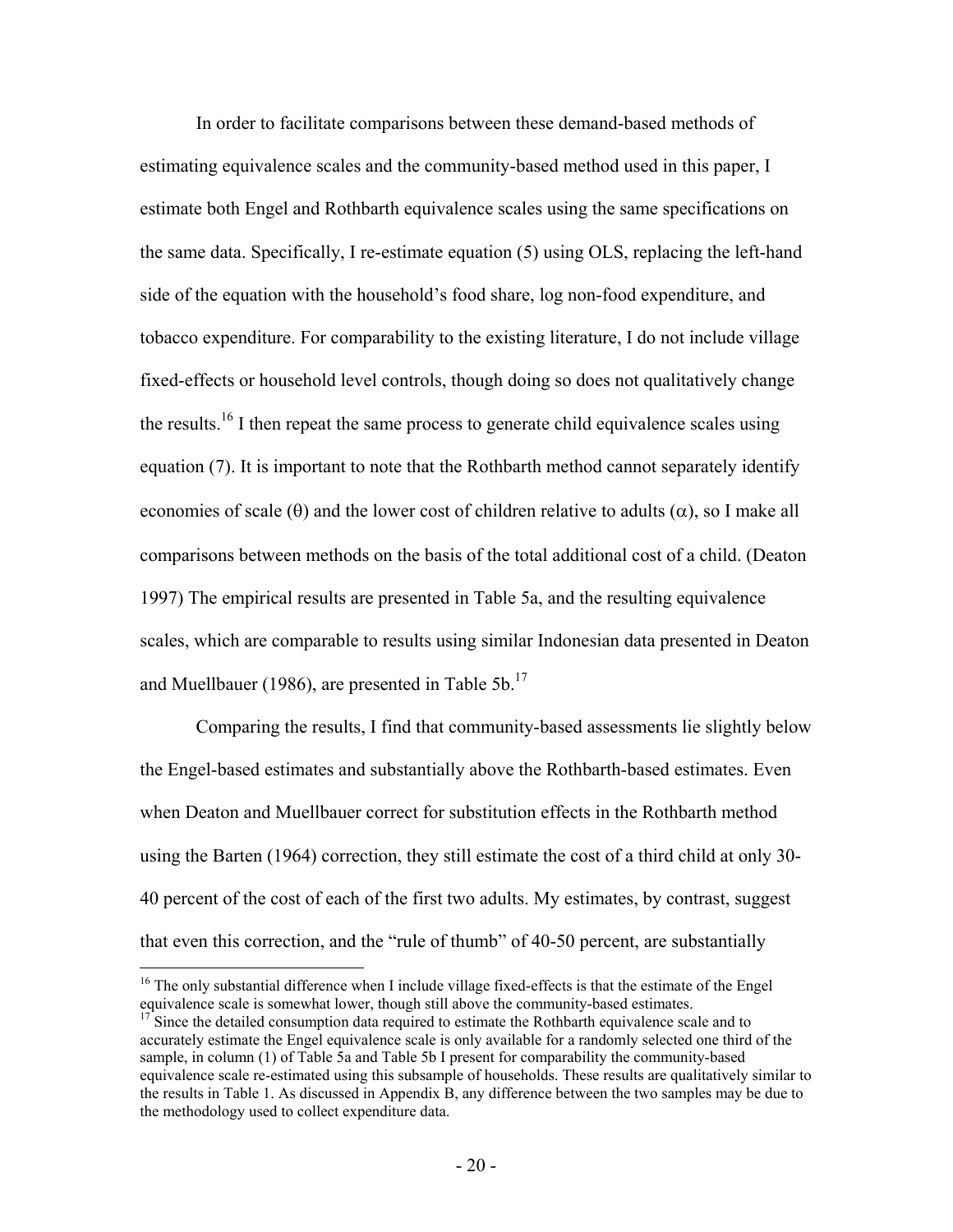In order to facilitate comparisons between these demand-based methods of estimating equivalence scales and the community-based method used in this paper, I estimate both Engel and Rothbarth equivalence scales using the same specifications on the same data. Specifically, I re-estimate equation (5) using OLS, replacing the left-hand side of the equation with the household's food share, log non-food expenditure, and tobacco expenditure. For comparability to the existing literature, I do not include village fixed-effects or household level controls, though doing so does not qualitatively change the results.[16] I then repeat the same process to generate child equivalence scales using equation (7). It is important to note that the Rothbarth method cannot separately identify economies of scale ($\theta$) and the lower cost of children relative to adults ($\alpha$), so I make all comparisons between methods on the basis of the total additional cost of a child. (Deaton 1997) The empirical results are presented in Table 5a, and the resulting equivalence scales, which are comparable to results using similar Indonesian data presented in Deaton and Muellbauer (1986), are presented in Table 5b.[17]

Comparing the results, I find that community-based assessments lie slightly below the Engel-based estimates and substantially above the Rothbarth-based estimates. Even when Deaton and Muellbauer correct for substitution effects in the Rothbarth method using the Barten (1964) correction, they still estimate the cost of a third child at only 30-40 percent of the cost of each of the first two adults. My estimates, by contrast, suggest that even this correction, and the "rule of thumb" of 40-50 percent, are substantially

[16] The only substantial difference when I include village fixed-effects is that the estimate of the Engel equivalence scale is somewhat lower, though still above the community-based estimates.

[17] Since the detailed consumption data required to estimate the Rothbarth equivalence scale and to accurately estimate the Engel equivalence scale is only available for a randomly selected one third of the sample, in column (1) of Table 5a and Table 5b I present for comparability the community-based equivalence scale re-estimated using this subsample of households. These results are qualitatively similar to the results in Table 1. As discussed in Appendix B, any difference between the two samples may be due to the methodology used to collect expenditure data.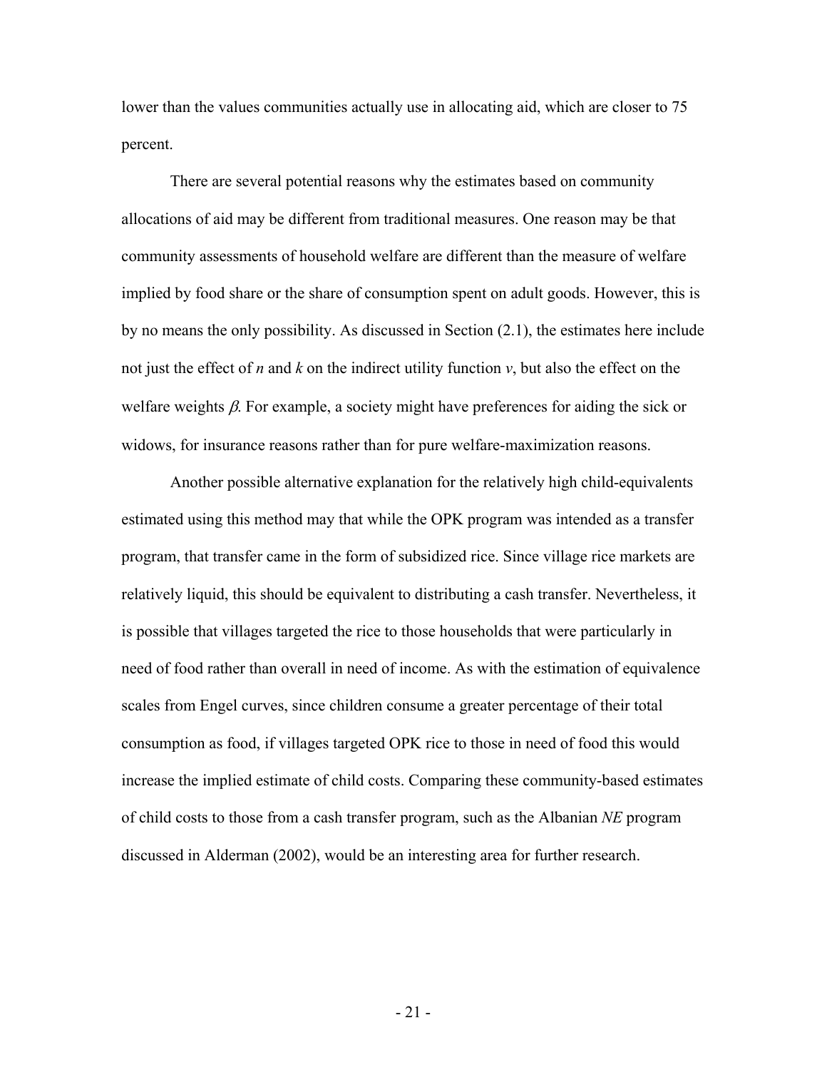lower than the values communities actually use in allocating aid, which are closer to 75 percent.

There are several potential reasons why the estimates based on community allocations of aid may be different from traditional measures. One reason may be that community assessments of household welfare are different than the measure of welfare implied by food share or the share of consumption spent on adult goods. However, this is by no means the only possibility. As discussed in Section (2.1), the estimates here include not just the effect of $n$ and $k$ on the indirect utility function $v$, but also the effect on the welfare weights $\beta$. For example, a society might have preferences for aiding the sick or widows, for insurance reasons rather than for pure welfare-maximization reasons.

Another possible alternative explanation for the relatively high child-equivalents estimated using this method may that while the OPK program was intended as a transfer program, that transfer came in the form of subsidized rice. Since village rice markets are relatively liquid, this should be equivalent to distributing a cash transfer. Nevertheless, it is possible that villages targeted the rice to those households that were particularly in need of food rather than overall in need of income. As with the estimation of equivalence scales from Engel curves, since children consume a greater percentage of their total consumption as food, if villages targeted OPK rice to those in need of food this would increase the implied estimate of child costs. Comparing these community-based estimates of child costs to those from a cash transfer program, such as the Albanian *NE* program discussed in Alderman (2002), would be an interesting area for further research.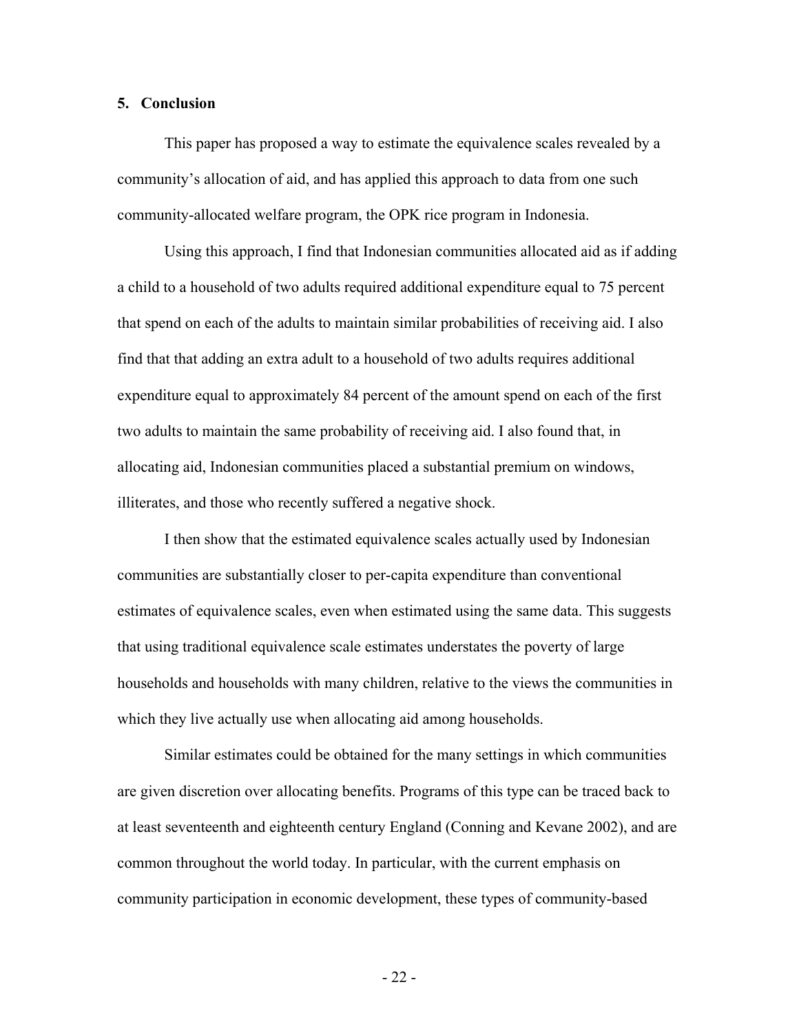## 5. Conclusion

This paper has proposed a way to estimate the equivalence scales revealed by a community's allocation of aid, and has applied this approach to data from one such community-allocated welfare program, the OPK rice program in Indonesia.

Using this approach, I find that Indonesian communities allocated aid as if adding a child to a household of two adults required additional expenditure equal to 75 percent that spend on each of the adults to maintain similar probabilities of receiving aid. I also find that that adding an extra adult to a household of two adults requires additional expenditure equal to approximately 84 percent of the amount spend on each of the first two adults to maintain the same probability of receiving aid. I also found that, in allocating aid, Indonesian communities placed a substantial premium on windows, illiterates, and those who recently suffered a negative shock.

I then show that the estimated equivalence scales actually used by Indonesian communities are substantially closer to per-capita expenditure than conventional estimates of equivalence scales, even when estimated using the same data. This suggests that using traditional equivalence scale estimates understates the poverty of large households and households with many children, relative to the views the communities in which they live actually use when allocating aid among households.

Similar estimates could be obtained for the many settings in which communities are given discretion over allocating benefits. Programs of this type can be traced back to at least seventeenth and eighteenth century England (Conning and Kevane 2002), and are common throughout the world today. In particular, with the current emphasis on community participation in economic development, these types of community-based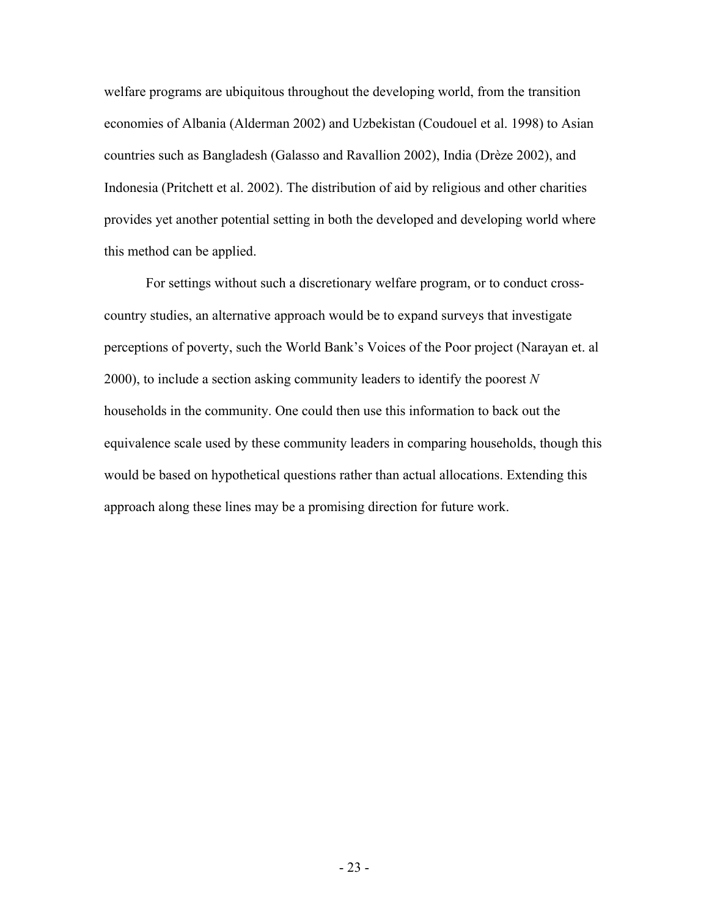welfare programs are ubiquitous throughout the developing world, from the transition economies of Albania (Alderman 2002) and Uzbekistan (Coudouel et al. 1998) to Asian countries such as Bangladesh (Galasso and Ravallion 2002), India (Drèze 2002), and Indonesia (Pritchett et al. 2002). The distribution of aid by religious and other charities provides yet another potential setting in both the developed and developing world where this method can be applied.

For settings without such a discretionary welfare program, or to conduct cross-country studies, an alternative approach would be to expand surveys that investigate perceptions of poverty, such the World Bank's Voices of the Poor project (Narayan et. al 2000), to include a section asking community leaders to identify the poorest *N* households in the community. One could then use this information to back out the equivalence scale used by these community leaders in comparing households, though this would be based on hypothetical questions rather than actual allocations. Extending this approach along these lines may be a promising direction for future work.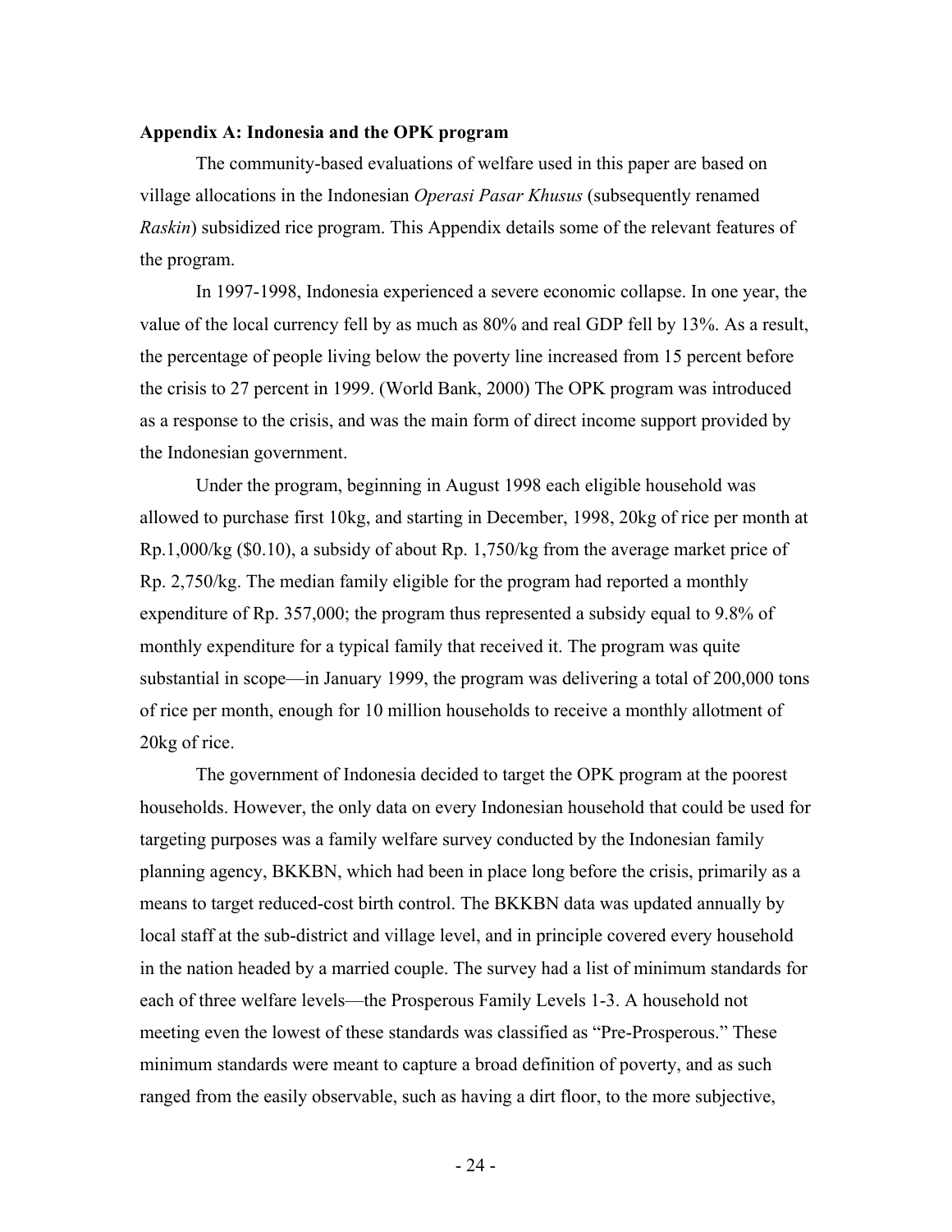**Appendix A: Indonesia and the OPK program**

The community-based evaluations of welfare used in this paper are based on village allocations in the Indonesian *Operasi Pasar Khusus* (subsequently renamed *Raskin*) subsidized rice program. This Appendix details some of the relevant features of the program.

In 1997-1998, Indonesia experienced a severe economic collapse. In one year, the value of the local currency fell by as much as 80% and real GDP fell by 13%. As a result, the percentage of people living below the poverty line increased from 15 percent before the crisis to 27 percent in 1999. (World Bank, 2000) The OPK program was introduced as a response to the crisis, and was the main form of direct income support provided by the Indonesian government.

Under the program, beginning in August 1998 each eligible household was allowed to purchase first 10kg, and starting in December, 1998, 20kg of rice per month at Rp.1,000/kg ($0.10), a subsidy of about Rp. 1,750/kg from the average market price of Rp. 2,750/kg. The median family eligible for the program had reported a monthly expenditure of Rp. 357,000; the program thus represented a subsidy equal to 9.8% of monthly expenditure for a typical family that received it. The program was quite substantial in scope—in January 1999, the program was delivering a total of 200,000 tons of rice per month, enough for 10 million households to receive a monthly allotment of 20kg of rice.

The government of Indonesia decided to target the OPK program at the poorest households. However, the only data on every Indonesian household that could be used for targeting purposes was a family welfare survey conducted by the Indonesian family planning agency, BKKBN, which had been in place long before the crisis, primarily as a means to target reduced-cost birth control. The BKKBN data was updated annually by local staff at the sub-district and village level, and in principle covered every household in the nation headed by a married couple. The survey had a list of minimum standards for each of three welfare levels—the Prosperous Family Levels 1-3. A household not meeting even the lowest of these standards was classified as "Pre-Prosperous." These minimum standards were meant to capture a broad definition of poverty, and as such ranged from the easily observable, such as having a dirt floor, to the more subjective,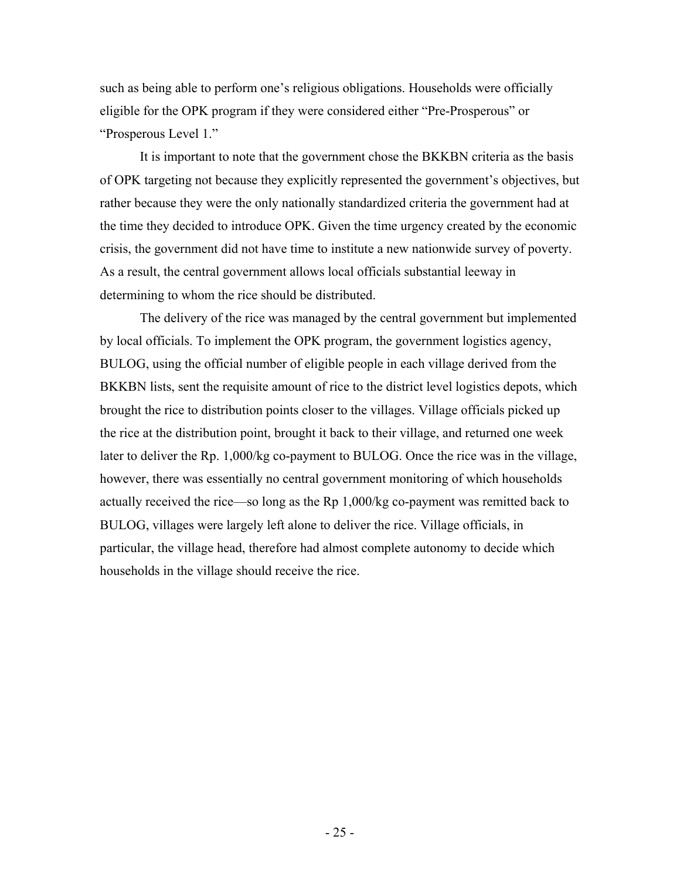such as being able to perform one's religious obligations. Households were officially eligible for the OPK program if they were considered either "Pre-Prosperous" or "Prosperous Level 1."

It is important to note that the government chose the BKKBN criteria as the basis of OPK targeting not because they explicitly represented the government's objectives, but rather because they were the only nationally standardized criteria the government had at the time they decided to introduce OPK. Given the time urgency created by the economic crisis, the government did not have time to institute a new nationwide survey of poverty. As a result, the central government allows local officials substantial leeway in determining to whom the rice should be distributed.

The delivery of the rice was managed by the central government but implemented by local officials. To implement the OPK program, the government logistics agency, BULOG, using the official number of eligible people in each village derived from the BKKBN lists, sent the requisite amount of rice to the district level logistics depots, which brought the rice to distribution points closer to the villages. Village officials picked up the rice at the distribution point, brought it back to their village, and returned one week later to deliver the Rp. 1,000/kg co-payment to BULOG. Once the rice was in the village, however, there was essentially no central government monitoring of which households actually received the rice—so long as the Rp 1,000/kg co-payment was remitted back to BULOG, villages were largely left alone to deliver the rice. Village officials, in particular, the village head, therefore had almost complete autonomy to decide which households in the village should receive the rice.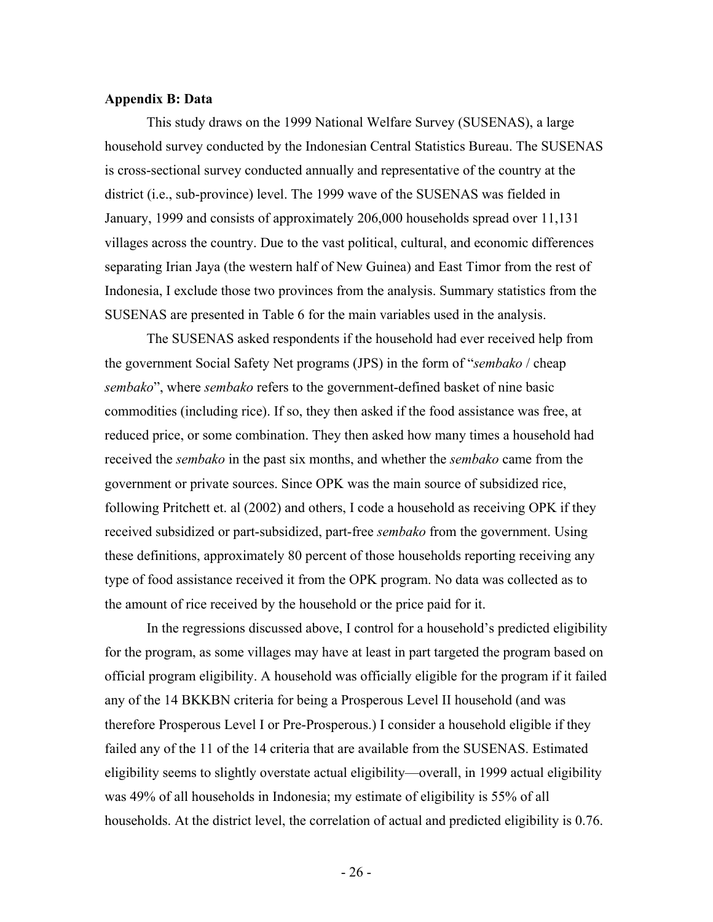**Appendix B: Data**

This study draws on the 1999 National Welfare Survey (SUSENAS), a large household survey conducted by the Indonesian Central Statistics Bureau. The SUSENAS is cross-sectional survey conducted annually and representative of the country at the district (i.e., sub-province) level. The 1999 wave of the SUSENAS was fielded in January, 1999 and consists of approximately 206,000 households spread over 11,131 villages across the country. Due to the vast political, cultural, and economic differences separating Irian Jaya (the western half of New Guinea) and East Timor from the rest of Indonesia, I exclude those two provinces from the analysis. Summary statistics from the SUSENAS are presented in Table 6 for the main variables used in the analysis.

The SUSENAS asked respondents if the household had ever received help from the government Social Safety Net programs (JPS) in the form of "*sembako* / cheap *sembako*", where *sembako* refers to the government-defined basket of nine basic commodities (including rice). If so, they then asked if the food assistance was free, at reduced price, or some combination. They then asked how many times a household had received the *sembako* in the past six months, and whether the *sembako* came from the government or private sources. Since OPK was the main source of subsidized rice, following Pritchett et. al (2002) and others, I code a household as receiving OPK if they received subsidized or part-subsidized, part-free *sembako* from the government. Using these definitions, approximately 80 percent of those households reporting receiving any type of food assistance received it from the OPK program. No data was collected as to the amount of rice received by the household or the price paid for it.

In the regressions discussed above, I control for a household's predicted eligibility for the program, as some villages may have at least in part targeted the program based on official program eligibility. A household was officially eligible for the program if it failed any of the 14 BKKBN criteria for being a Prosperous Level II household (and was therefore Prosperous Level I or Pre-Prosperous.) I consider a household eligible if they failed any of the 11 of the 14 criteria that are available from the SUSENAS. Estimated eligibility seems to slightly overstate actual eligibility—overall, in 1999 actual eligibility was 49% of all households in Indonesia; my estimate of eligibility is 55% of all households. At the district level, the correlation of actual and predicted eligibility is 0.76.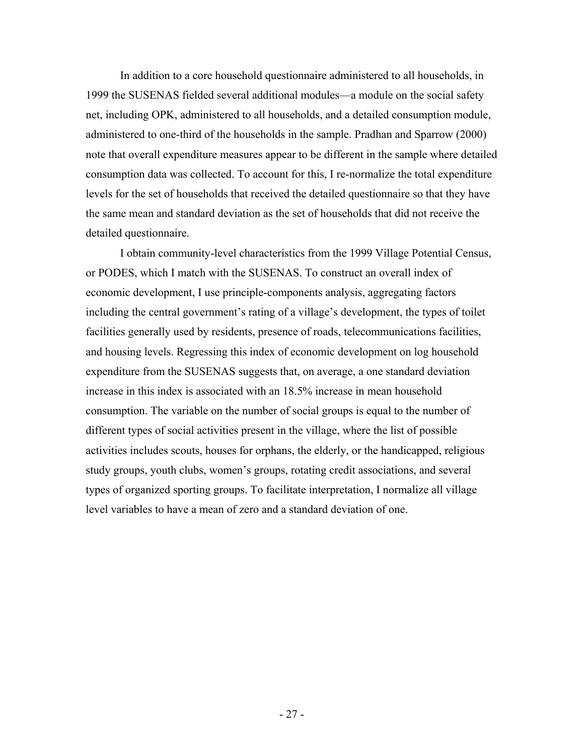In addition to a core household questionnaire administered to all households, in 1999 the SUSENAS fielded several additional modules—a module on the social safety net, including OPK, administered to all households, and a detailed consumption module, administered to one-third of the households in the sample. Pradhan and Sparrow (2000) note that overall expenditure measures appear to be different in the sample where detailed consumption data was collected. To account for this, I re-normalize the total expenditure levels for the set of households that received the detailed questionnaire so that they have the same mean and standard deviation as the set of households that did not receive the detailed questionnaire.

I obtain community-level characteristics from the 1999 Village Potential Census, or PODES, which I match with the SUSENAS. To construct an overall index of economic development, I use principle-components analysis, aggregating factors including the central government's rating of a village's development, the types of toilet facilities generally used by residents, presence of roads, telecommunications facilities, and housing levels. Regressing this index of economic development on log household expenditure from the SUSENAS suggests that, on average, a one standard deviation increase in this index is associated with an 18.5% increase in mean household consumption. The variable on the number of social groups is equal to the number of different types of social activities present in the village, where the list of possible activities includes scouts, houses for orphans, the elderly, or the handicapped, religious study groups, youth clubs, women's groups, rotating credit associations, and several types of organized sporting groups. To facilitate interpretation, I normalize all village level variables to have a mean of zero and a standard deviation of one.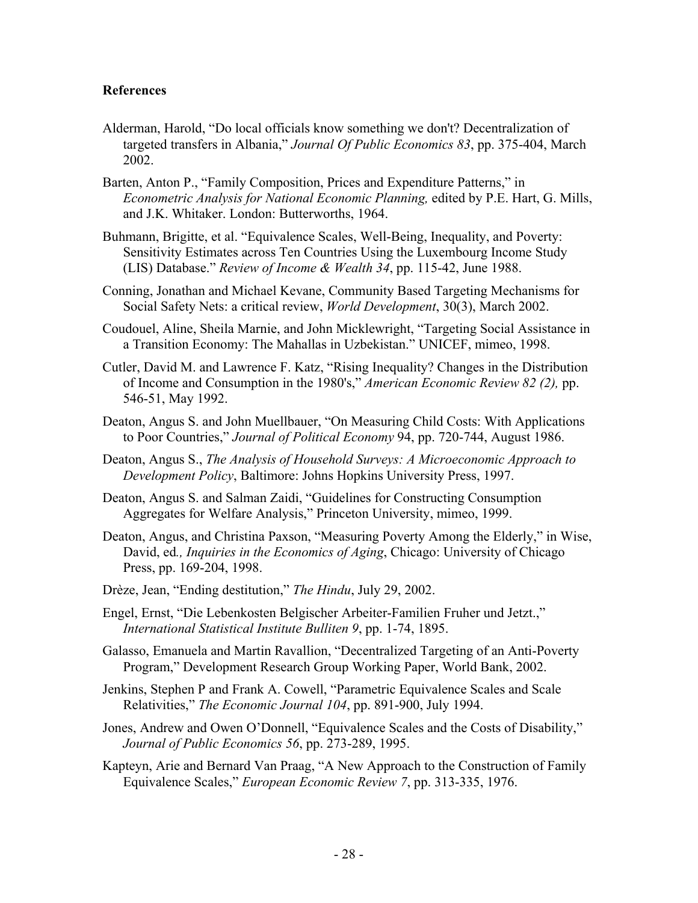**References**

Alderman, Harold, "Do local officials know something we don't? Decentralization of targeted transfers in Albania," *Journal Of Public Economics 83*, pp. 375-404, March 2002.

Barten, Anton P., "Family Composition, Prices and Expenditure Patterns," in *Econometric Analysis for National Economic Planning,* edited by P.E. Hart, G. Mills, and J.K. Whitaker. London: Butterworths, 1964.

Buhmann, Brigitte, et al. "Equivalence Scales, Well-Being, Inequality, and Poverty: Sensitivity Estimates across Ten Countries Using the Luxembourg Income Study (LIS) Database." *Review of Income & Wealth 34*, pp. 115-42, June 1988.

Conning, Jonathan and Michael Kevane, Community Based Targeting Mechanisms for Social Safety Nets: a critical review, *World Development*, 30(3), March 2002.

Coudouel, Aline, Sheila Marnie, and John Micklewright, "Targeting Social Assistance in a Transition Economy: The Mahallas in Uzbekistan." UNICEF, mimeo, 1998.

Cutler, David M. and Lawrence F. Katz, "Rising Inequality? Changes in the Distribution of Income and Consumption in the 1980's," *American Economic Review 82 (2),* pp. 546-51, May 1992.

Deaton, Angus S. and John Muellbauer, "On Measuring Child Costs: With Applications to Poor Countries," *Journal of Political Economy* 94, pp. 720-744, August 1986.

Deaton, Angus S., *The Analysis of Household Surveys: A Microeconomic Approach to Development Policy*, Baltimore: Johns Hopkins University Press, 1997.

Deaton, Angus S. and Salman Zaidi, "Guidelines for Constructing Consumption Aggregates for Welfare Analysis," Princeton University, mimeo, 1999.

Deaton, Angus, and Christina Paxson, "Measuring Poverty Among the Elderly," in Wise, David, ed*., Inquiries in the Economics of Aging*, Chicago: University of Chicago Press, pp. 169-204, 1998.

Drèze, Jean, "Ending destitution," *The Hindu*, July 29, 2002.

Engel, Ernst, "Die Lebenkosten Belgischer Arbeiter-Familien Fruher und Jetzt.," *International Statistical Institute Bulliten 9*, pp. 1-74, 1895.

Galasso, Emanuela and Martin Ravallion, "Decentralized Targeting of an Anti-Poverty Program," Development Research Group Working Paper, World Bank, 2002.

Jenkins, Stephen P and Frank A. Cowell, "Parametric Equivalence Scales and Scale Relativities," *The Economic Journal 104*, pp. 891-900, July 1994.

Jones, Andrew and Owen O'Donnell, "Equivalence Scales and the Costs of Disability," *Journal of Public Economics 56*, pp. 273-289, 1995.

Kapteyn, Arie and Bernard Van Praag, "A New Approach to the Construction of Family Equivalence Scales," *European Economic Review 7*, pp. 313-335, 1976.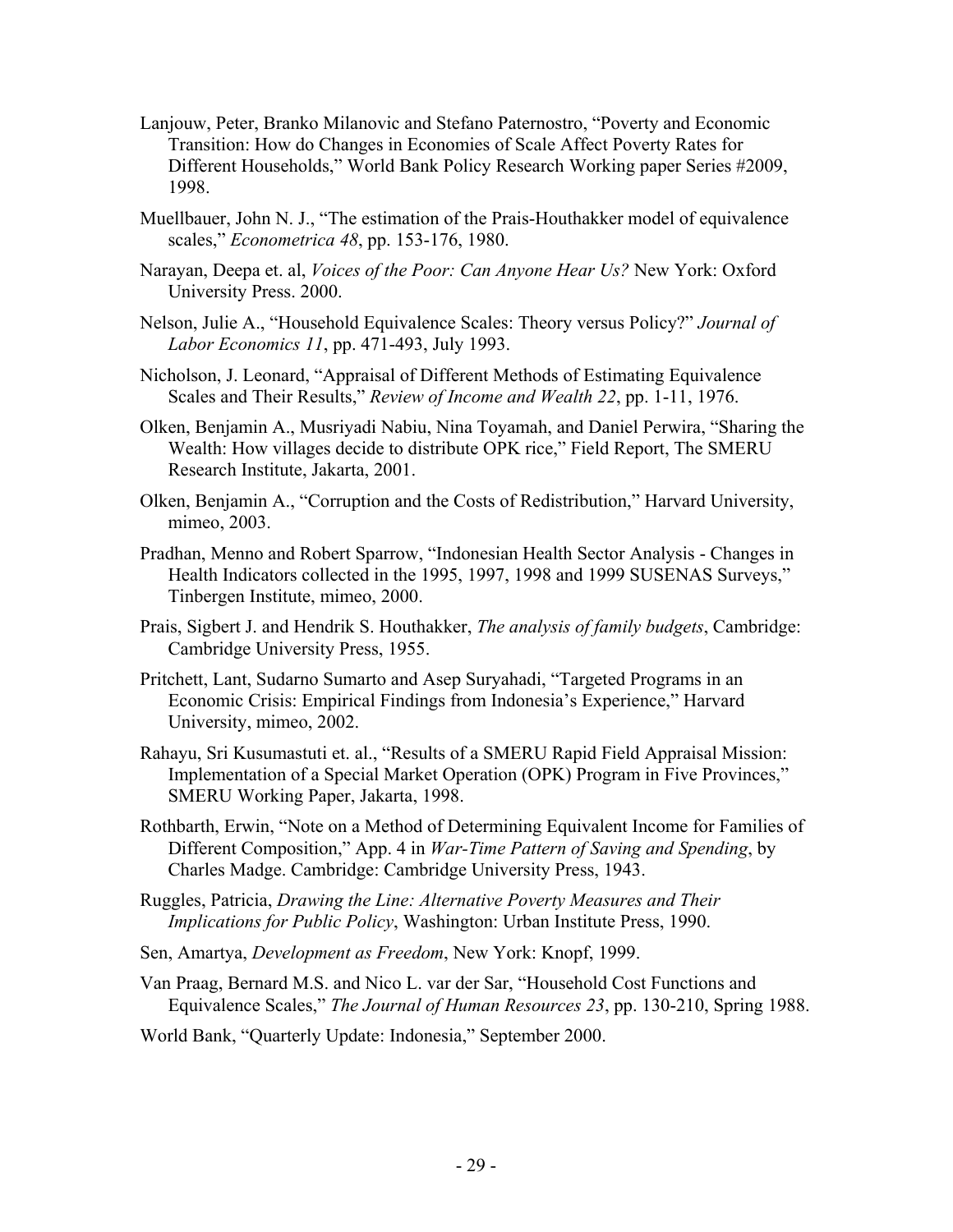Lanjouw, Peter, Branko Milanovic and Stefano Paternostro, "Poverty and Economic Transition: How do Changes in Economies of Scale Affect Poverty Rates for Different Households," World Bank Policy Research Working paper Series #2009, 1998.

Muellbauer, John N. J., "The estimation of the Prais-Houthakker model of equivalence scales," *Econometrica 48*, pp. 153-176, 1980.

Narayan, Deepa et. al, *Voices of the Poor: Can Anyone Hear Us?* New York: Oxford University Press. 2000.

Nelson, Julie A., "Household Equivalence Scales: Theory versus Policy?" *Journal of Labor Economics 11*, pp. 471-493, July 1993.

Nicholson, J. Leonard, "Appraisal of Different Methods of Estimating Equivalence Scales and Their Results," *Review of Income and Wealth 22*, pp. 1-11, 1976.

Olken, Benjamin A., Musriyadi Nabiu, Nina Toyamah, and Daniel Perwira, "Sharing the Wealth: How villages decide to distribute OPK rice," Field Report, The SMERU Research Institute, Jakarta, 2001.

Olken, Benjamin A., "Corruption and the Costs of Redistribution," Harvard University, mimeo, 2003.

Pradhan, Menno and Robert Sparrow, "Indonesian Health Sector Analysis - Changes in Health Indicators collected in the 1995, 1997, 1998 and 1999 SUSENAS Surveys," Tinbergen Institute, mimeo, 2000.

Prais, Sigbert J. and Hendrik S. Houthakker, *The analysis of family budgets*, Cambridge: Cambridge University Press, 1955.

Pritchett, Lant, Sudarno Sumarto and Asep Suryahadi, "Targeted Programs in an Economic Crisis: Empirical Findings from Indonesia's Experience," Harvard University, mimeo, 2002.

Rahayu, Sri Kusumastuti et. al., "Results of a SMERU Rapid Field Appraisal Mission: Implementation of a Special Market Operation (OPK) Program in Five Provinces," SMERU Working Paper, Jakarta, 1998.

Rothbarth, Erwin, "Note on a Method of Determining Equivalent Income for Families of Different Composition," App. 4 in *War-Time Pattern of Saving and Spending*, by Charles Madge. Cambridge: Cambridge University Press, 1943.

Ruggles, Patricia, *Drawing the Line: Alternative Poverty Measures and Their Implications for Public Policy*, Washington: Urban Institute Press, 1990.

Sen, Amartya, *Development as Freedom*, New York: Knopf, 1999.

Van Praag, Bernard M.S. and Nico L. var der Sar, "Household Cost Functions and Equivalence Scales," *The Journal of Human Resources 23*, pp. 130-210, Spring 1988.

World Bank, "Quarterly Update: Indonesia," September 2000.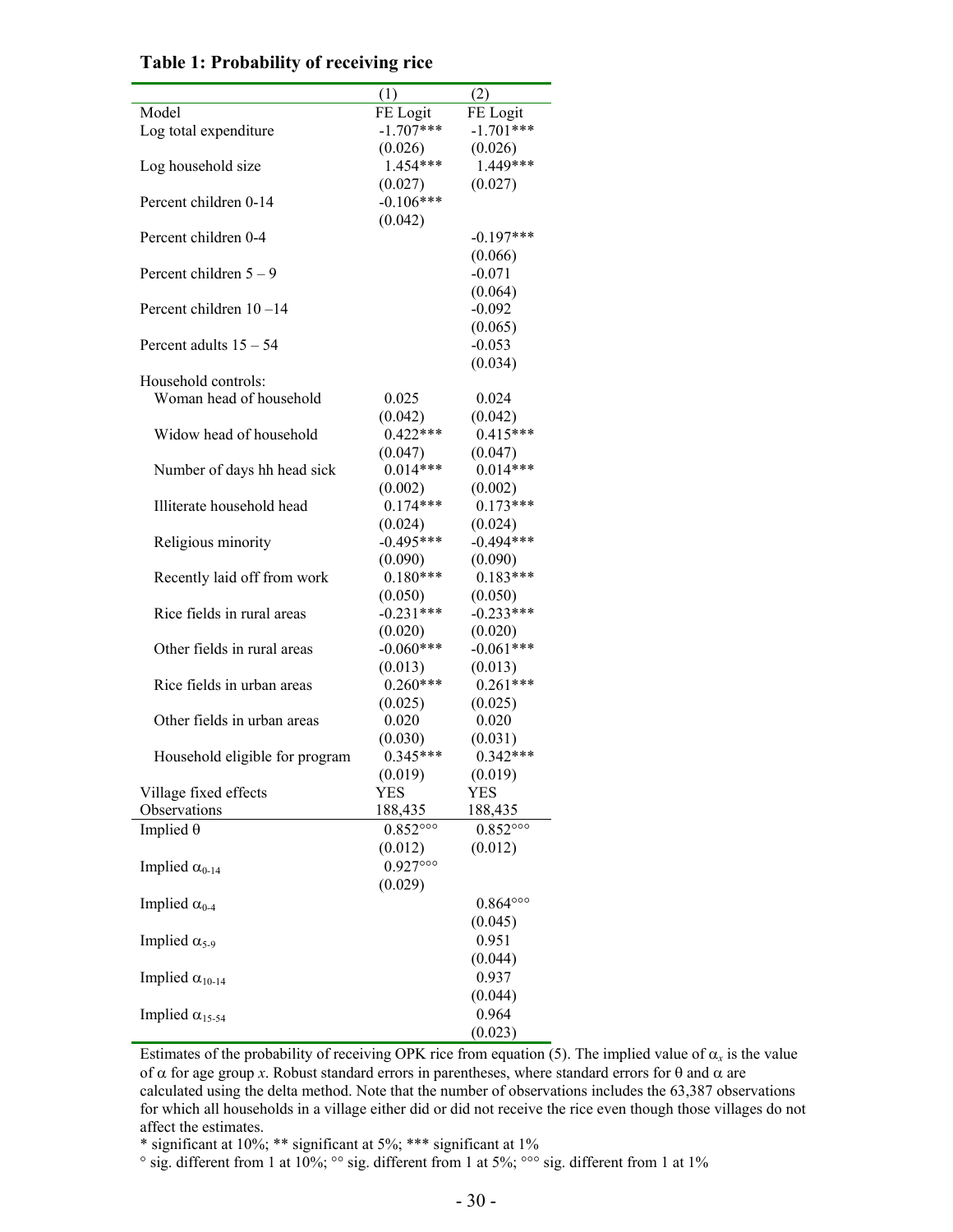**Table 1: Probability of receiving rice**

| | (1) | (2) |
|---|---|---|
| Model | FE Logit | FE Logit |
| Log total expenditure | -1.707*** | -1.701*** |
| | (0.026) | (0.026) |
| Log household size | 1.454*** | 1.449*** |
| | (0.027) | (0.027) |
| Percent children 0-14 | -0.106*** | |
| | (0.042) | |
| Percent children 0-4 | | -0.197*** |
| | | (0.066) |
| Percent children 5 – 9 | | -0.071 |
| | | (0.064) |
| Percent children 10 –14 | | -0.092 |
| | | (0.065) |
| Percent adults 15 – 54 | | -0.053 |
| | | (0.034) |
| Household controls: | | |
| Woman head of household | 0.025 | 0.024 |
| | (0.042) | (0.042) |
| Widow head of household | 0.422*** | 0.415*** |
| | (0.047) | (0.047) |
| Number of days hh head sick | 0.014*** | 0.014*** |
| | (0.002) | (0.002) |
| Illiterate household head | 0.174*** | 0.173*** |
| | (0.024) | (0.024) |
| Religious minority | -0.495*** | -0.494*** |
| | (0.090) | (0.090) |
| Recently laid off from work | 0.180*** | 0.183*** |
| | (0.050) | (0.050) |
| Rice fields in rural areas | -0.231*** | -0.233*** |
| | (0.020) | (0.020) |
| Other fields in rural areas | -0.060*** | -0.061*** |
| | (0.013) | (0.013) |
| Rice fields in urban areas | 0.260*** | 0.261*** |
| | (0.025) | (0.025) |
| Other fields in urban areas | 0.020 | 0.020 |
| | (0.030) | (0.031) |
| Household eligible for program | 0.345*** | 0.342*** |
| | (0.019) | (0.019) |
| Village fixed effects | YES | YES |
| Observations | 188,435 | 188,435 |
| Implied $\theta$ | 0.852°°° | 0.852°°° |
| | (0.012) | (0.012) |
| Implied $\alpha_{0\text{-}14}$ | 0.927°°° | |
| | (0.029) | |
| Implied $\alpha_{0\text{-}4}$ | | 0.864°°° |
| | | (0.045) |
| Implied $\alpha_{5\text{-}9}$ | | 0.951 |
| | | (0.044) |
| Implied $\alpha_{10\text{-}14}$ | | 0.937 |
| | | (0.044) |
| Implied $\alpha_{15\text{-}54}$ | | 0.964 |
| | | (0.023) |

Estimates of the probability of receiving OPK rice from equation (5). The implied value of $\alpha_x$ is the value of $\alpha$ for age group *x*. Robust standard errors in parentheses, where standard errors for $\theta$ and $\alpha$ are calculated using the delta method. Note that the number of observations includes the 63,387 observations for which all households in a village either did or did not receive the rice even though those villages do not affect the estimates.

\* significant at 10%; ** significant at 5%; *** significant at 1%

° sig. different from 1 at 10%; °° sig. different from 1 at 5%; °°° sig. different from 1 at 1%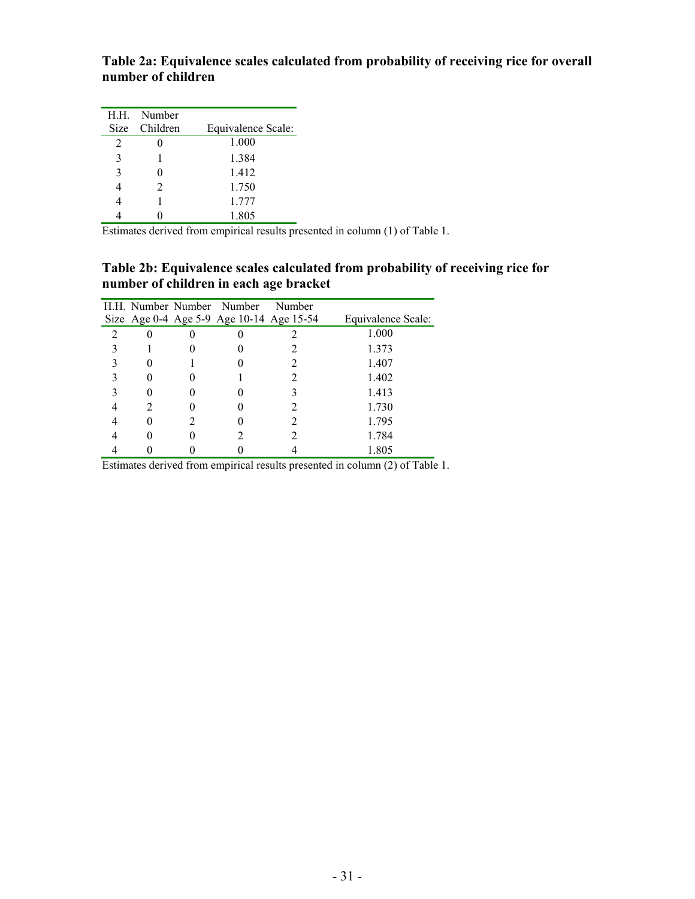**Table 2a: Equivalence scales calculated from probability of receiving rice for overall number of children**

| H.H. Size | Number Children | Equivalence Scale: |
|---|---|---|
| 2 | 0 | 1.000 |
| 3 | 1 | 1.384 |
| 3 | 0 | 1.412 |
| 4 | 2 | 1.750 |
| 4 | 1 | 1.777 |
| 4 | 0 | 1.805 |

Estimates derived from empirical results presented in column (1) of Table 1.

**Table 2b: Equivalence scales calculated from probability of receiving rice for number of children in each age bracket**

| H.H. Size | Number Age 0-4 | Number Age 5-9 | Number Age 10-14 | Number Age 15-54 | Equivalence Scale: |
|---|---|---|---|---|---|
| 2 | 0 | 0 | 0 | 2 | 1.000 |
| 3 | 1 | 0 | 0 | 2 | 1.373 |
| 3 | 0 | 1 | 0 | 2 | 1.407 |
| 3 | 0 | 0 | 1 | 2 | 1.402 |
| 3 | 0 | 0 | 0 | 3 | 1.413 |
| 4 | 2 | 0 | 0 | 2 | 1.730 |
| 4 | 0 | 2 | 0 | 2 | 1.795 |
| 4 | 0 | 0 | 2 | 2 | 1.784 |
| 4 | 0 | 0 | 0 | 4 | 1.805 |

Estimates derived from empirical results presented in column (2) of Table 1.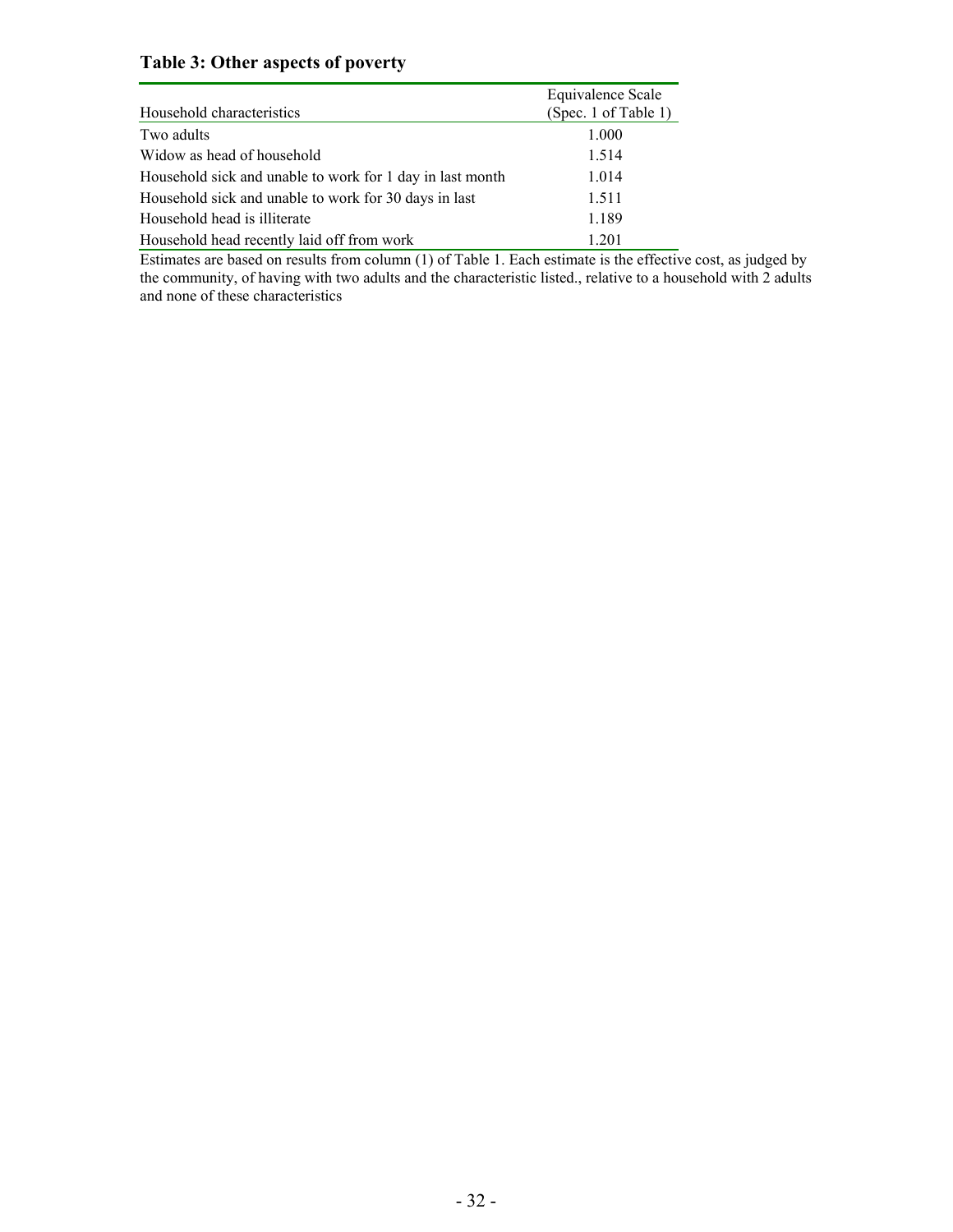**Table 3: Other aspects of poverty**

| Household characteristics | Equivalence Scale (Spec. 1 of Table 1) |
|---|---|
| Two adults | 1.000 |
| Widow as head of household | 1.514 |
| Household sick and unable to work for 1 day in last month | 1.014 |
| Household sick and unable to work for 30 days in last | 1.511 |
| Household head is illiterate | 1.189 |
| Household head recently laid off from work | 1.201 |

Estimates are based on results from column (1) of Table 1. Each estimate is the effective cost, as judged by the community, of having with two adults and the characteristic listed., relative to a household with 2 adults and none of these characteristics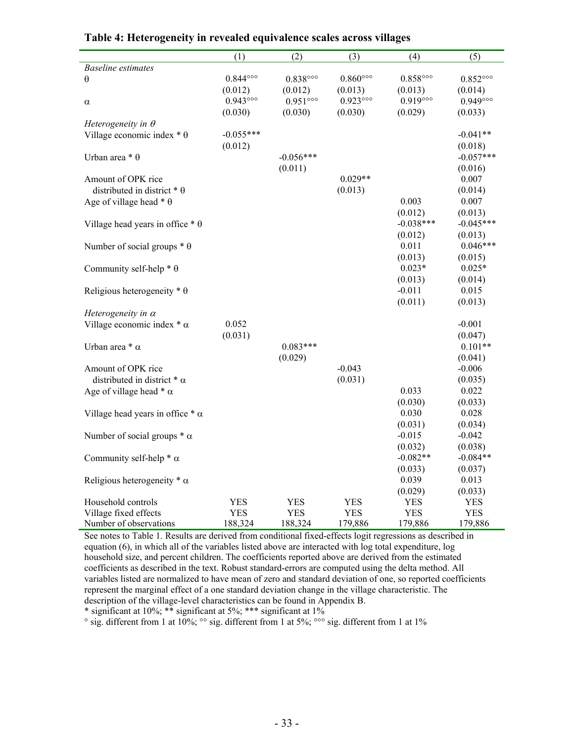**Table 4: Heterogeneity in revealed equivalence scales across villages**

| | (1) | (2) | (3) | (4) | (5) |
|---|---|---|---|---|---|
| *Baseline estimates* | | | | | |
| $\theta$ | 0.844°°° | 0.838°°° | 0.860°°° | 0.858°°° | 0.852°°° |
| | (0.012) | (0.012) | (0.013) | (0.013) | (0.014) |
| $\alpha$ | 0.943°°° | 0.951°°° | 0.923°°° | 0.919°°° | 0.949°°° |
| | (0.030) | (0.030) | (0.030) | (0.029) | (0.033) |
| *Heterogeneity in $\theta$* | | | | | |
| Village economic index * $\theta$ | -0.055*** | | | | -0.041** |
| | (0.012) | | | | (0.018) |
| Urban area * $\theta$ | | -0.056*** | | | -0.057*** |
| | | (0.011) | | | (0.016) |
| Amount of OPK rice distributed in district * $\theta$ | | | 0.029** | | 0.007 |
| | | | (0.013) | | (0.014) |
| Age of village head * $\theta$ | | | | 0.003 | 0.007 |
| | | | | (0.012) | (0.013) |
| Village head years in office * $\theta$ | | | | -0.038*** | -0.045*** |
| | | | | (0.012) | (0.013) |
| Number of social groups * $\theta$ | | | | 0.011 | 0.046*** |
| | | | | (0.013) | (0.015) |
| Community self-help * $\theta$ | | | | 0.023* | 0.025* |
| | | | | (0.013) | (0.014) |
| Religious heterogeneity * $\theta$ | | | | -0.011 | 0.015 |
| | | | | (0.011) | (0.013) |
| *Heterogeneity in $\alpha$* | | | | | |
| Village economic index * $\alpha$ | 0.052 | | | | -0.001 |
| | (0.031) | | | | (0.047) |
| Urban area * $\alpha$ | | 0.083*** | | | 0.101** |
| | | (0.029) | | | (0.041) |
| Amount of OPK rice distributed in district * $\alpha$ | | | -0.043 | | -0.006 |
| | | | (0.031) | | (0.035) |
| Age of village head * $\alpha$ | | | | 0.033 | 0.022 |
| | | | | (0.030) | (0.033) |
| Village head years in office * $\alpha$ | | | | 0.030 | 0.028 |
| | | | | (0.031) | (0.034) |
| Number of social groups * $\alpha$ | | | | -0.015 | -0.042 |
| | | | | (0.032) | (0.038) |
| Community self-help * $\alpha$ | | | | -0.082** | -0.084** |
| | | | | (0.033) | (0.037) |
| Religious heterogeneity * $\alpha$ | | | | 0.039 | 0.013 |
| | | | | (0.029) | (0.033) |
| Household controls | YES | YES | YES | YES | YES |
| Village fixed effects | YES | YES | YES | YES | YES |
| Number of observations | 188,324 | 188,324 | 179,886 | 179,886 | 179,886 |

See notes to Table 1. Results are derived from conditional fixed-effects logit regressions as described in equation (6), in which all of the variables listed above are interacted with log total expenditure, log household size, and percent children. The coefficients reported above are derived from the estimated coefficients as described in the text. Robust standard-errors are computed using the delta method. All variables listed are normalized to have mean of zero and standard deviation of one, so reported coefficients represent the marginal effect of a one standard deviation change in the village characteristic. The description of the village-level characteristics can be found in Appendix B.

* significant at 10%; ** significant at 5%; *** significant at 1%

° sig. different from 1 at 10%; °° sig. different from 1 at 5%; °°° sig. different from 1 at 1%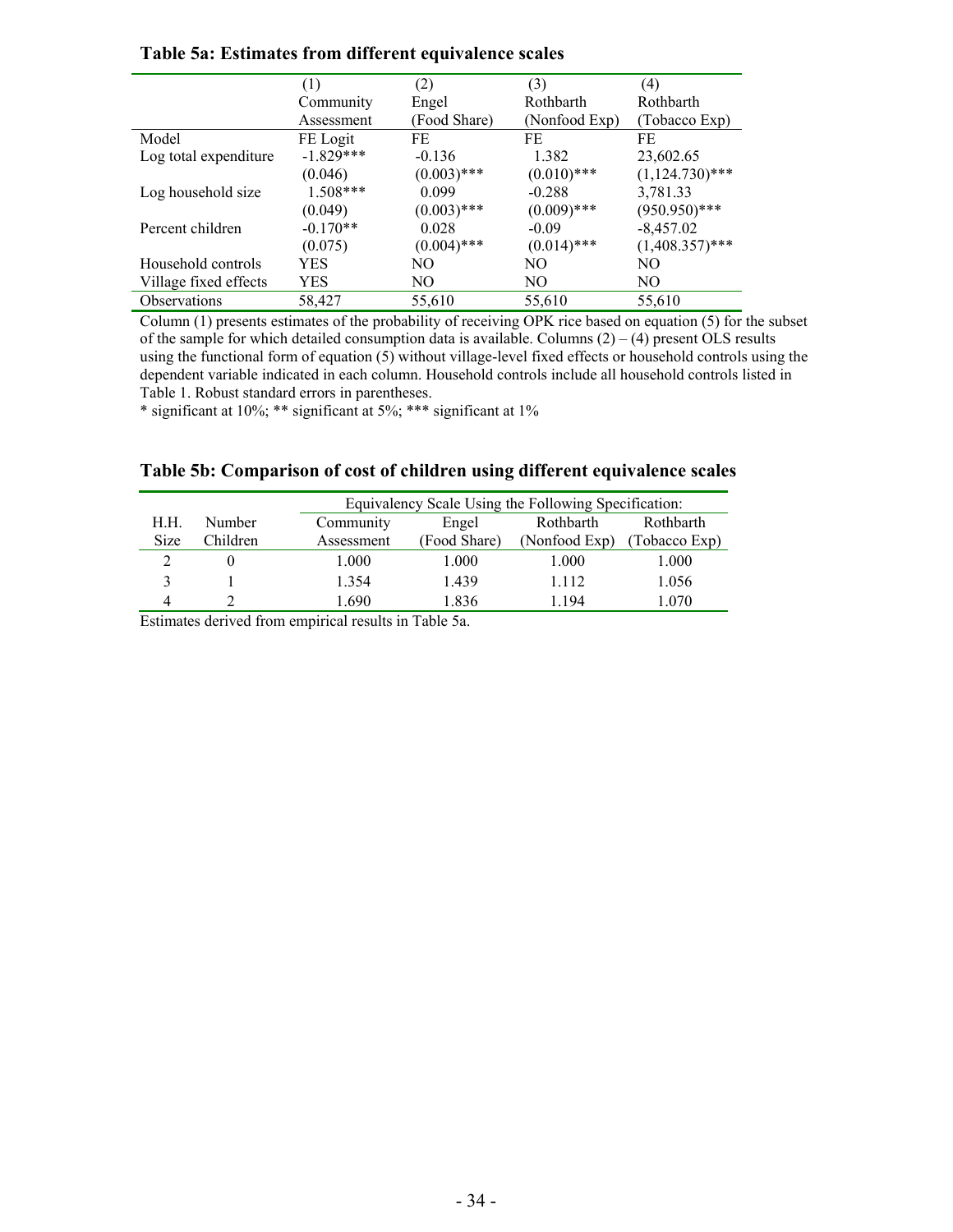**Table 5a: Estimates from different equivalence scales**

| | (1) Community Assessment | (2) Engel (Food Share) | (3) Rothbarth (Nonfood Exp) | (4) Rothbarth (Tobacco Exp) |
|---|---|---|---|---|
| Model | FE Logit | FE | FE | FE |
| Log total expenditure | -1.829*** | -0.136 | 1.382 | 23,602.65 |
| | (0.046) | (0.003)*** | (0.010)*** | (1,124.730)*** |
| Log household size | 1.508*** | 0.099 | -0.288 | 3,781.33 |
| | (0.049) | (0.003)*** | (0.009)*** | (950.950)*** |
| Percent children | -0.170** | 0.028 | -0.09 | -8,457.02 |
| | (0.075) | (0.004)*** | (0.014)*** | (1,408.357)*** |
| Household controls | YES | NO | NO | NO |
| Village fixed effects | YES | NO | NO | NO |
| Observations | 58,427 | 55,610 | 55,610 | 55,610 |

Column (1) presents estimates of the probability of receiving OPK rice based on equation (5) for the subset of the sample for which detailed consumption data is available. Columns (2) – (4) present OLS results using the functional form of equation (5) without village-level fixed effects or household controls using the dependent variable indicated in each column. Household controls include all household controls listed in Table 1. Robust standard errors in parentheses.

* significant at 10%; ** significant at 5%; *** significant at 1%

**Table 5b: Comparison of cost of children using different equivalence scales**

| | | Equivalency Scale Using the Following Specification: | | | |
|---|---|---|---|---|---|
| H.H. Size | Number Children | Community Assessment | Engel (Food Share) | Rothbarth (Nonfood Exp) | Rothbarth (Tobacco Exp) |
| 2 | 0 | 1.000 | 1.000 | 1.000 | 1.000 |
| 3 | 1 | 1.354 | 1.439 | 1.112 | 1.056 |
| 4 | 2 | 1.690 | 1.836 | 1.194 | 1.070 |

Estimates derived from empirical results in Table 5a.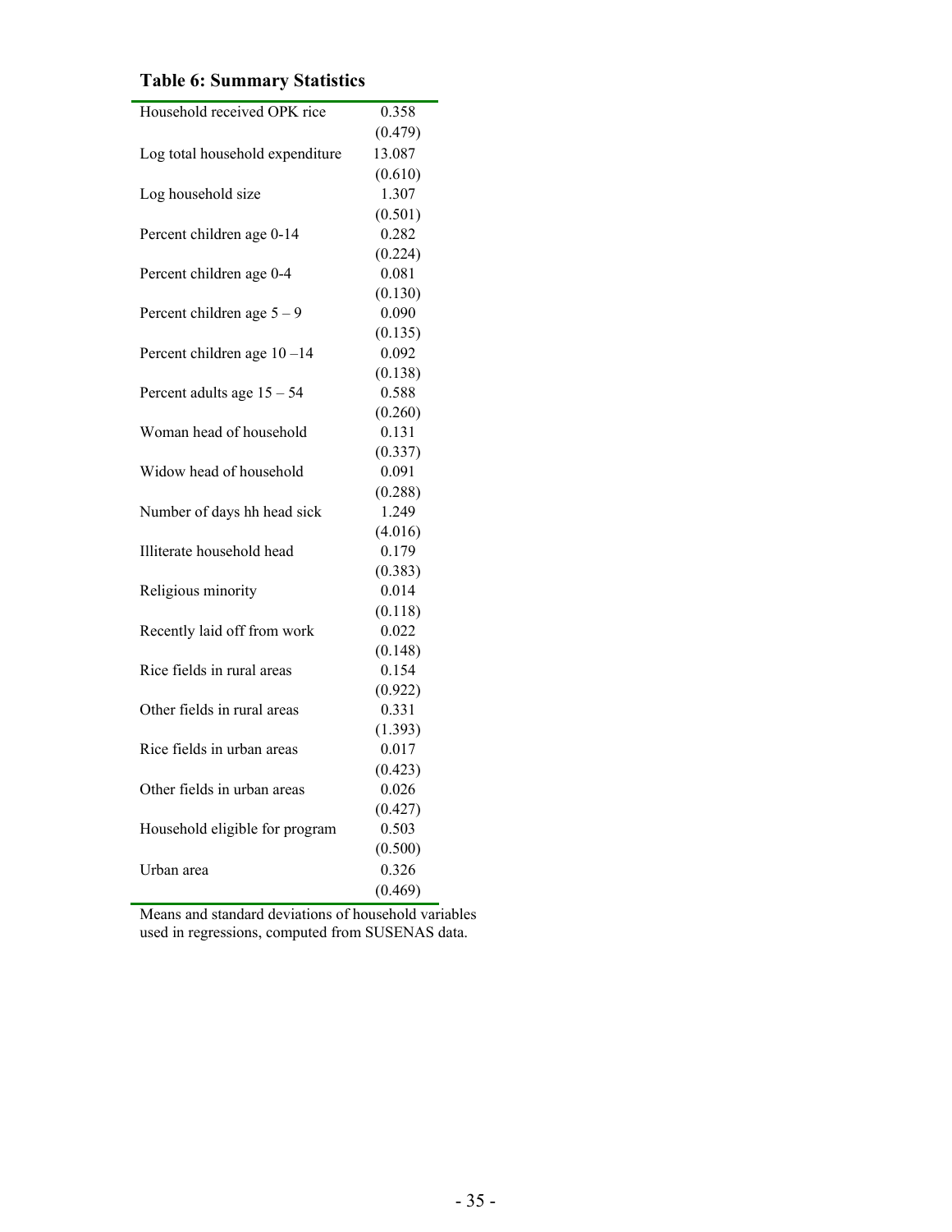### Table 6: Summary Statistics

| | |
|---|---|
| Household received OPK rice | 0.358 |
| | (0.479) |
| Log total household expenditure | 13.087 |
| | (0.610) |
| Log household size | 1.307 |
| | (0.501) |
| Percent children age 0-14 | 0.282 |
| | (0.224) |
| Percent children age 0-4 | 0.081 |
| | (0.130) |
| Percent children age 5 – 9 | 0.090 |
| | (0.135) |
| Percent children age 10 –14 | 0.092 |
| | (0.138) |
| Percent adults age 15 – 54 | 0.588 |
| | (0.260) |
| Woman head of household | 0.131 |
| | (0.337) |
| Widow head of household | 0.091 |
| | (0.288) |
| Number of days hh head sick | 1.249 |
| | (4.016) |
| Illiterate household head | 0.179 |
| | (0.383) |
| Religious minority | 0.014 |
| | (0.118) |
| Recently laid off from work | 0.022 |
| | (0.148) |
| Rice fields in rural areas | 0.154 |
| | (0.922) |
| Other fields in rural areas | 0.331 |
| | (1.393) |
| Rice fields in urban areas | 0.017 |
| | (0.423) |
| Other fields in urban areas | 0.026 |
| | (0.427) |
| Household eligible for program | 0.503 |
| | (0.500) |
| Urban area | 0.326 |
| | (0.469) |

Means and standard deviations of household variables used in regressions, computed from SUSENAS data.